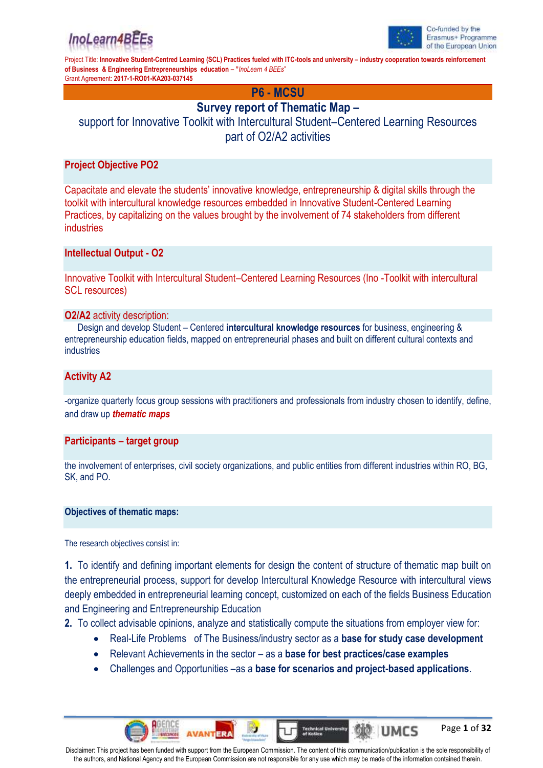Project Title: **Innovative Student-Centred Learning (SCL) Practices fueled with ITC-tools and university – industry cooperation towards reinforcement of Business & Engineering Entrepreneurships education – "*InoLearn 4 BEEs*"**
Grant Agreement: **2017-1-RO01-KA203-037145**

# P6 - MCSU

## Survey report of Thematic Map –

support for Innovative Toolkit with Intercultural Student–Centered Learning Resources part of O2/A2 activities

### Project Objective PO2

Capacitate and elevate the students' innovative knowledge, entrepreneurship & digital skills through the toolkit with intercultural knowledge resources embedded in Innovative Student-Centered Learning Practices, by capitalizing on the values brought by the involvement of 74 stakeholders from different industries

### Intellectual Output - O2

Innovative Toolkit with Intercultural Student–Centered Learning Resources (Ino -Toolkit with intercultural SCL resources)

### O2/A2 activity description:

Design and develop Student – Centered **intercultural knowledge resources** for business, engineering & entrepreneurship education fields, mapped on entrepreneurial phases and built on different cultural contexts and industries

### Activity A2

-organize quarterly focus group sessions with practitioners and professionals from industry chosen to identify, define, and draw up ***thematic maps***

### Participants – target group

the involvement of enterprises, civil society organizations, and public entities from different industries within RO, BG, SK, and PO.

### Objectives of thematic maps:

The research objectives consist in:

**1.** To identify and defining important elements for design the content of structure of thematic map built on the entrepreneurial process, support for develop Intercultural Knowledge Resource with intercultural views deeply embedded in entrepreneurial learning concept, customized on each of the fields Business Education and Engineering and Entrepreneurship Education

**2.** To collect advisable opinions, analyze and statistically compute the situations from employer view for:

- Real-Life Problems of The Business/industry sector as a **base for study case development**
- Relevant Achievements in the sector – as a **base for best practices/case examples**
- Challenges and Opportunities –as a **base for scenarios and project-based applications**.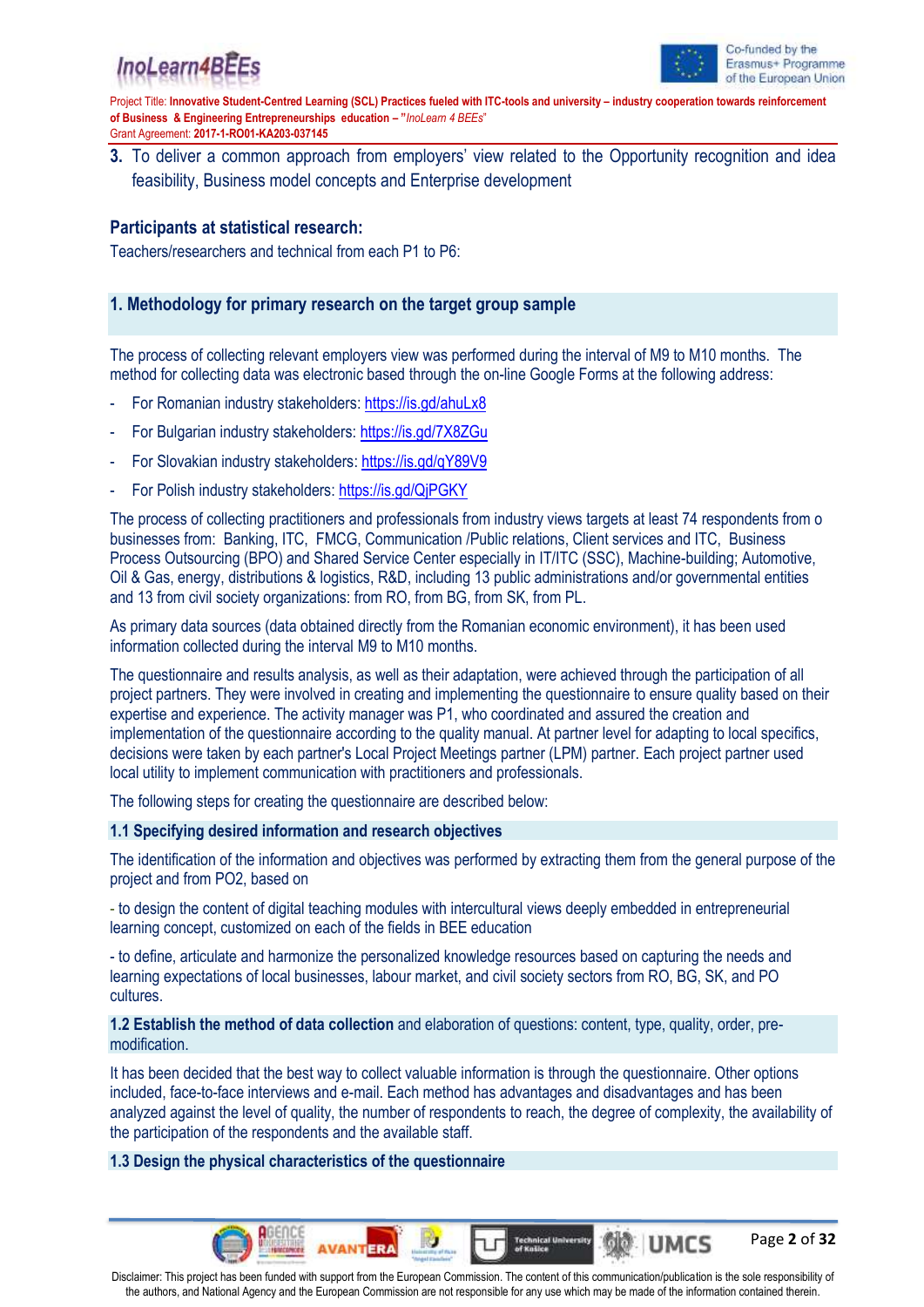3. To deliver a common approach from employers' view related to the Opportunity recognition and idea feasibility, Business model concepts and Enterprise development

**Participants at statistical research:**

Teachers/researchers and technical from each P1 to P6:

## 1. Methodology for primary research on the target group sample

The process of collecting relevant employers view was performed during the interval of M9 to M10 months. The method for collecting data was electronic based through the on-line Google Forms at the following address:

- For Romanian industry stakeholders: https://is.gd/ahuLx8
- For Bulgarian industry stakeholders: https://is.gd/7X8ZGu
- For Slovakian industry stakeholders: https://is.gd/qY89V9
- For Polish industry stakeholders: https://is.gd/QjPGKY

The process of collecting practitioners and professionals from industry views targets at least 74 respondents from o businesses from: Banking, ITC, FMCG, Communication /Public relations, Client services and ITC, Business Process Outsourcing (BPO) and Shared Service Center especially in IT/ITC (SSC), Machine-building; Automotive, Oil & Gas, energy, distributions & logistics, R&D, including 13 public administrations and/or governmental entities and 13 from civil society organizations: from RO, from BG, from SK, from PL.

As primary data sources (data obtained directly from the Romanian economic environment), it has been used information collected during the interval M9 to M10 months.

The questionnaire and results analysis, as well as their adaptation, were achieved through the participation of all project partners. They were involved in creating and implementing the questionnaire to ensure quality based on their expertise and experience. The activity manager was P1, who coordinated and assured the creation and implementation of the questionnaire according to the quality manual. At partner level for adapting to local specifics, decisions were taken by each partner's Local Project Meetings partner (LPM) partner. Each project partner used local utility to implement communication with practitioners and professionals.

The following steps for creating the questionnaire are described below:

### 1.1 Specifying desired information and research objectives

The identification of the information and objectives was performed by extracting them from the general purpose of the project and from PO2, based on

- to design the content of digital teaching modules with intercultural views deeply embedded in entrepreneurial learning concept, customized on each of the fields in BEE education

- to define, articulate and harmonize the personalized knowledge resources based on capturing the needs and learning expectations of local businesses, labour market, and civil society sectors from RO, BG, SK, and PO cultures.

### 1.2 Establish the method of data collection and elaboration of questions: content, type, quality, order, pre-modification.

It has been decided that the best way to collect valuable information is through the questionnaire. Other options included, face-to-face interviews and e-mail. Each method has advantages and disadvantages and has been analyzed against the level of quality, the number of respondents to reach, the degree of complexity, the availability of the participation of the respondents and the available staff.

### 1.3 Design the physical characteristics of the questionnaire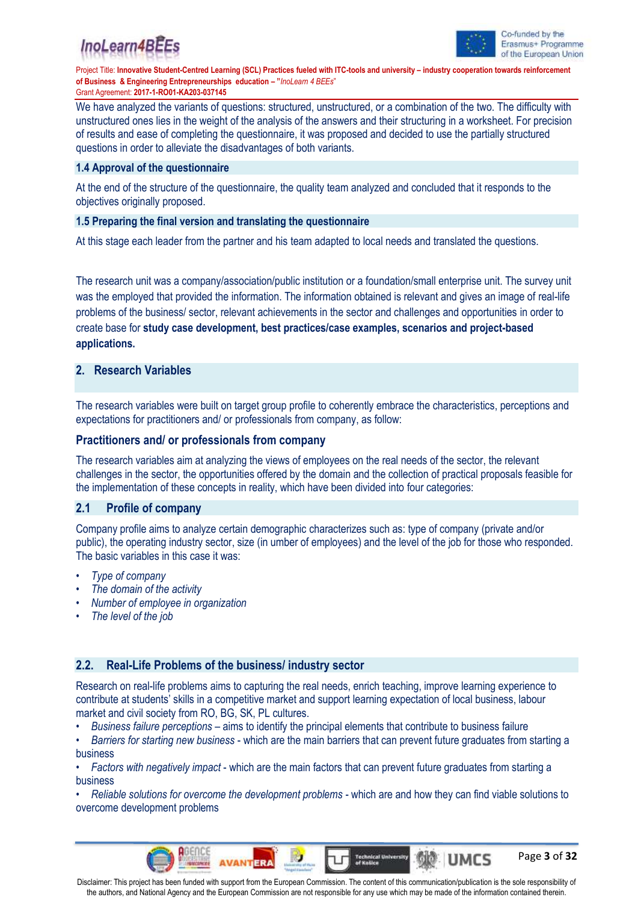We have analyzed the variants of questions: structured, unstructured, or a combination of the two. The difficulty with unstructured ones lies in the weight of the analysis of the answers and their structuring in a worksheet. For precision of results and ease of completing the questionnaire, it was proposed and decided to use the partially structured questions in order to alleviate the disadvantages of both variants.

### 1.4 Approval of the questionnaire

At the end of the structure of the questionnaire, the quality team analyzed and concluded that it responds to the objectives originally proposed.

### 1.5 Preparing the final version and translating the questionnaire

At this stage each leader from the partner and his team adapted to local needs and translated the questions.

The research unit was a company/association/public institution or a foundation/small enterprise unit. The survey unit was the employed that provided the information. The information obtained is relevant and gives an image of real-life problems of the business/ sector, relevant achievements in the sector and challenges and opportunities in order to create base for **study case development, best practices/case examples, scenarios and project-based applications.**

## 2. Research Variables

The research variables were built on target group profile to coherently embrace the characteristics, perceptions and expectations for practitioners and/ or professionals from company, as follow:

### Practitioners and/ or professionals from company

The research variables aim at analyzing the views of employees on the real needs of the sector, the relevant challenges in the sector, the opportunities offered by the domain and the collection of practical proposals feasible for the implementation of these concepts in reality, which have been divided into four categories:

### 2.1 Profile of company

Company profile aims to analyze certain demographic characterizes such as: type of company (private and/or public), the operating industry sector, size (in umber of employees) and the level of the job for those who responded. The basic variables in this case it was:

- *Type of company*
- *The domain of the activity*
- *Number of employee in organization*
- *The level of the job*

### 2.2. Real-Life Problems of the business/ industry sector

Research on real-life problems aims to capturing the real needs, enrich teaching, improve learning experience to contribute at students' skills in a competitive market and support learning expectation of local business, labour market and civil society from RO, BG, SK, PL cultures.

- *Business failure perceptions* – aims to identify the principal elements that contribute to business failure
- *Barriers for starting new business* - which are the main barriers that can prevent future graduates from starting a business
- *Factors with negatively impact* - which are the main factors that can prevent future graduates from starting a business
- *Reliable solutions for overcome the development problems* - which are and how they can find viable solutions to overcome development problems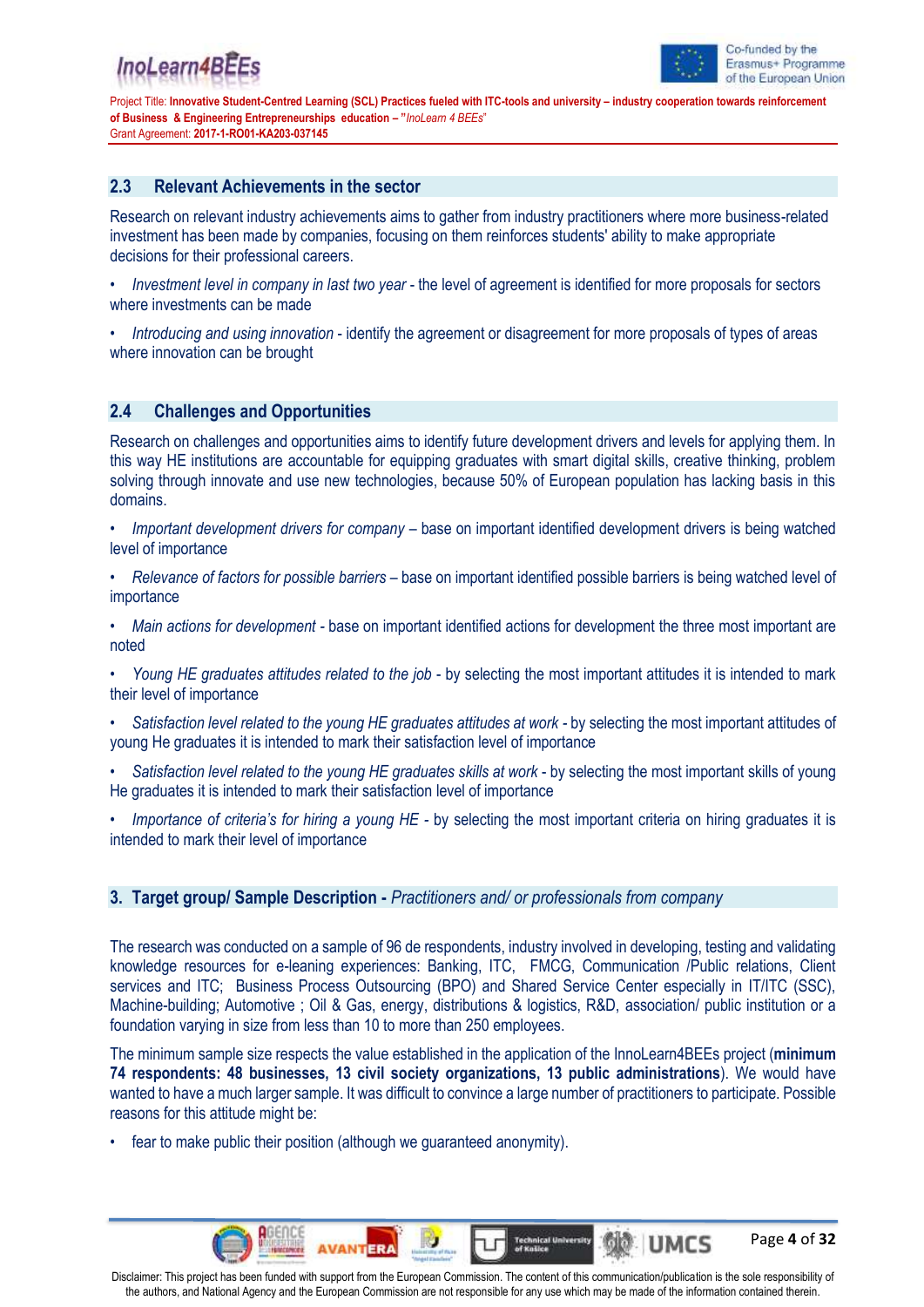## 2.3 Relevant Achievements in the sector

Research on relevant industry achievements aims to gather from industry practitioners where more business-related investment has been made by companies, focusing on them reinforces students' ability to make appropriate decisions for their professional careers.

- *Investment level in company in last two year* - the level of agreement is identified for more proposals for sectors where investments can be made
- *Introducing and using innovation* - identify the agreement or disagreement for more proposals of types of areas where innovation can be brought

## 2.4 Challenges and Opportunities

Research on challenges and opportunities aims to identify future development drivers and levels for applying them. In this way HE institutions are accountable for equipping graduates with smart digital skills, creative thinking, problem solving through innovate and use new technologies, because 50% of European population has lacking basis in this domains.

- *Important development drivers for company* – base on important identified development drivers is being watched level of importance
- *Relevance of factors for possible barriers* – base on important identified possible barriers is being watched level of importance
- *Main actions for development* - base on important identified actions for development the three most important are noted
- *Young HE graduates attitudes related to the job* - by selecting the most important attitudes it is intended to mark their level of importance
- *Satisfaction level related to the young HE graduates attitudes at work* - by selecting the most important attitudes of young He graduates it is intended to mark their satisfaction level of importance
- *Satisfaction level related to the young HE graduates skills at work* - by selecting the most important skills of young He graduates it is intended to mark their satisfaction level of importance
- *Importance of criteria's for hiring a young HE* - by selecting the most important criteria on hiring graduates it is intended to mark their level of importance

# 3. Target group/ Sample Description - *Practitioners and/ or professionals from company*

The research was conducted on a sample of 96 de respondents, industry involved in developing, testing and validating knowledge resources for e-leaning experiences: Banking, ITC, FMCG, Communication /Public relations, Client services and ITC; Business Process Outsourcing (BPO) and Shared Service Center especially in IT/ITC (SSC), Machine-building; Automotive ; Oil & Gas, energy, distributions & logistics, R&D, association/ public institution or a foundation varying in size from less than 10 to more than 250 employees.

The minimum sample size respects the value established in the application of the InnoLearn4BEEs project (**minimum 74 respondents: 48 businesses, 13 civil society organizations, 13 public administrations**). We would have wanted to have a much larger sample. It was difficult to convince a large number of practitioners to participate. Possible reasons for this attitude might be:

- fear to make public their position (although we guaranteed anonymity).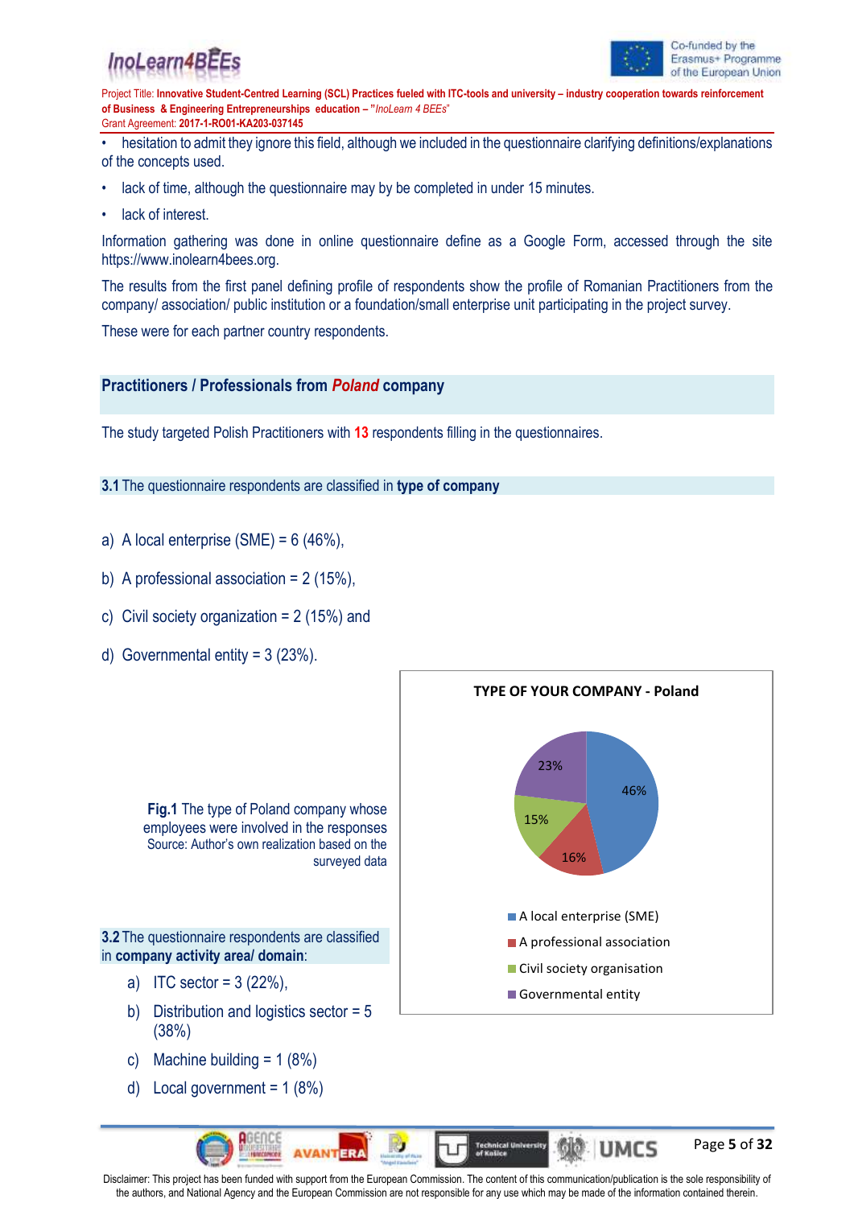- hesitation to admit they ignore this field, although we included in the questionnaire clarifying definitions/explanations of the concepts used.
- lack of time, although the questionnaire may by be completed in under 15 minutes.
- lack of interest.

Information gathering was done in online questionnaire define as a Google Form, accessed through the site https://www.inolearn4bees.org.

The results from the first panel defining profile of respondents show the profile of Romanian Practitioners from the company/ association/ public institution or a foundation/small enterprise unit participating in the project survey.

These were for each partner country respondents.

## Practitioners / Professionals from *Poland* company

The study targeted Polish Practitioners with **13** respondents filling in the questionnaires.

### **3.1** The questionnaire respondents are classified in **type of company**

a) A local enterprise (SME) = 6 (46%),

b) A professional association = 2 (15%),

c) Civil society organization = 2 (15%) and

d) Governmental entity = 3 (23%).

**TYPE OF YOUR COMPANY - Poland**

- A local enterprise (SME): 46%
- A professional association: 16%
- Civil society organisation: 15%
- Governmental entity: 23%

**Fig.1** The type of Poland company whose employees were involved in the responses
Source: Author's own realization based on the surveyed data

### **3.2** The questionnaire respondents are classified in **company activity area/ domain**:

a) ITC sector = 3 (22%),

b) Distribution and logistics sector = 5 (38%)

c) Machine building = 1 (8%)

d) Local government = 1 (8%)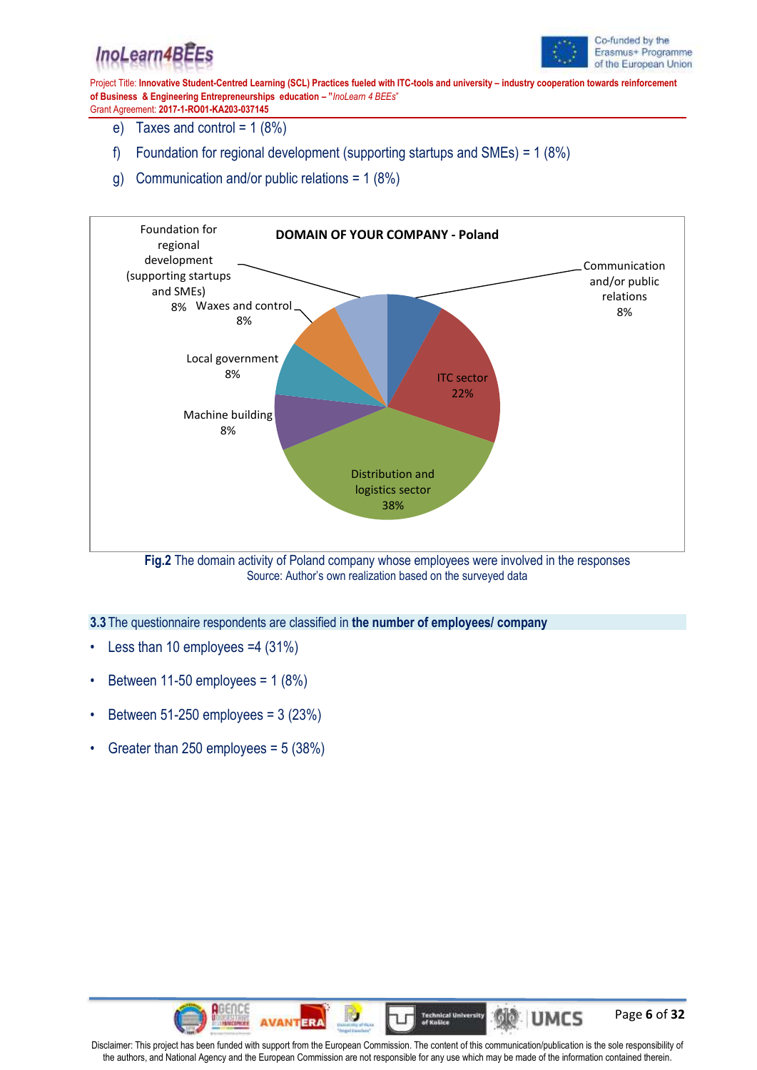e) Taxes and control = 1 (8%)

f) Foundation for regional development (supporting startups and SMEs) = 1 (8%)

g) Communication and/or public relations = 1 (8%)

**DOMAIN OF YOUR COMPANY - Poland**

| Domain | Share |
|---|---|
| Communication and/or public relations | 8% |
| ITC sector | 22% |
| Distribution and logistics sector | 38% |
| Machine building | 8% |
| Local government | 8% |
| Waxes and control | 8% |
| Foundation for regional development (supporting startups and SMEs) | 8% |

**Fig.2** The domain activity of Poland company whose employees were involved in the responses
Source: Author's own realization based on the surveyed data

### 3.3 The questionnaire respondents are classified in **the number of employees/ company**

- Less than 10 employees =4 (31%)
- Between 11-50 employees = 1 (8%)
- Between 51-250 employees = 3 (23%)
- Greater than 250 employees = 5 (38%)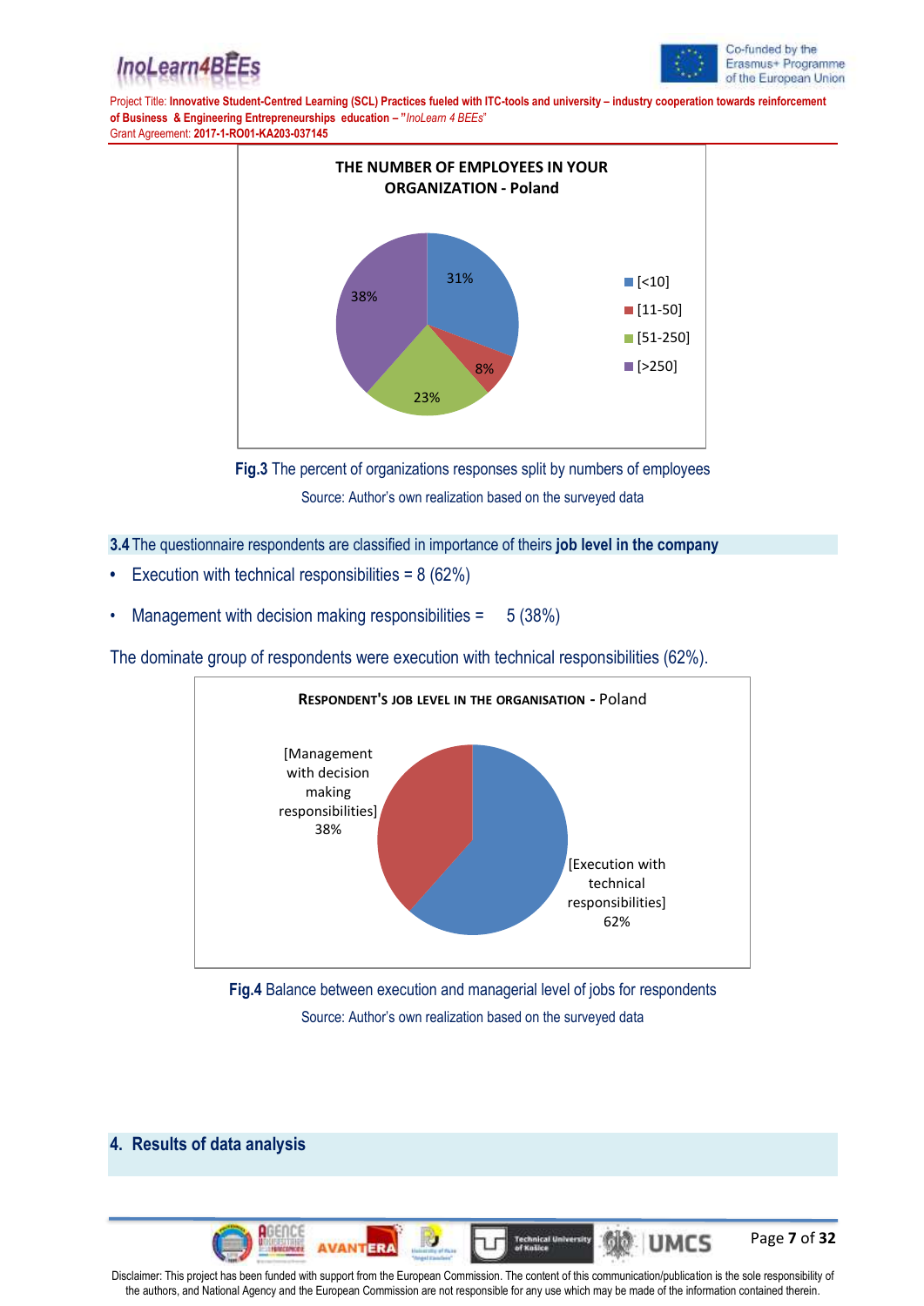**Fig.3** The percent of organizations responses split by numbers of employees

Source: Author's own realization based on the surveyed data

**3.4** The questionnaire respondents are classified in importance of theirs **job level in the company**

- Execution with technical responsibilities = 8 (62%)
- Management with decision making responsibilities = 5 (38%)

The dominate group of respondents were execution with technical responsibilities (62%).

**Fig.4** Balance between execution and managerial level of jobs for respondents

Source: Author's own realization based on the surveyed data

## 4. Results of data analysis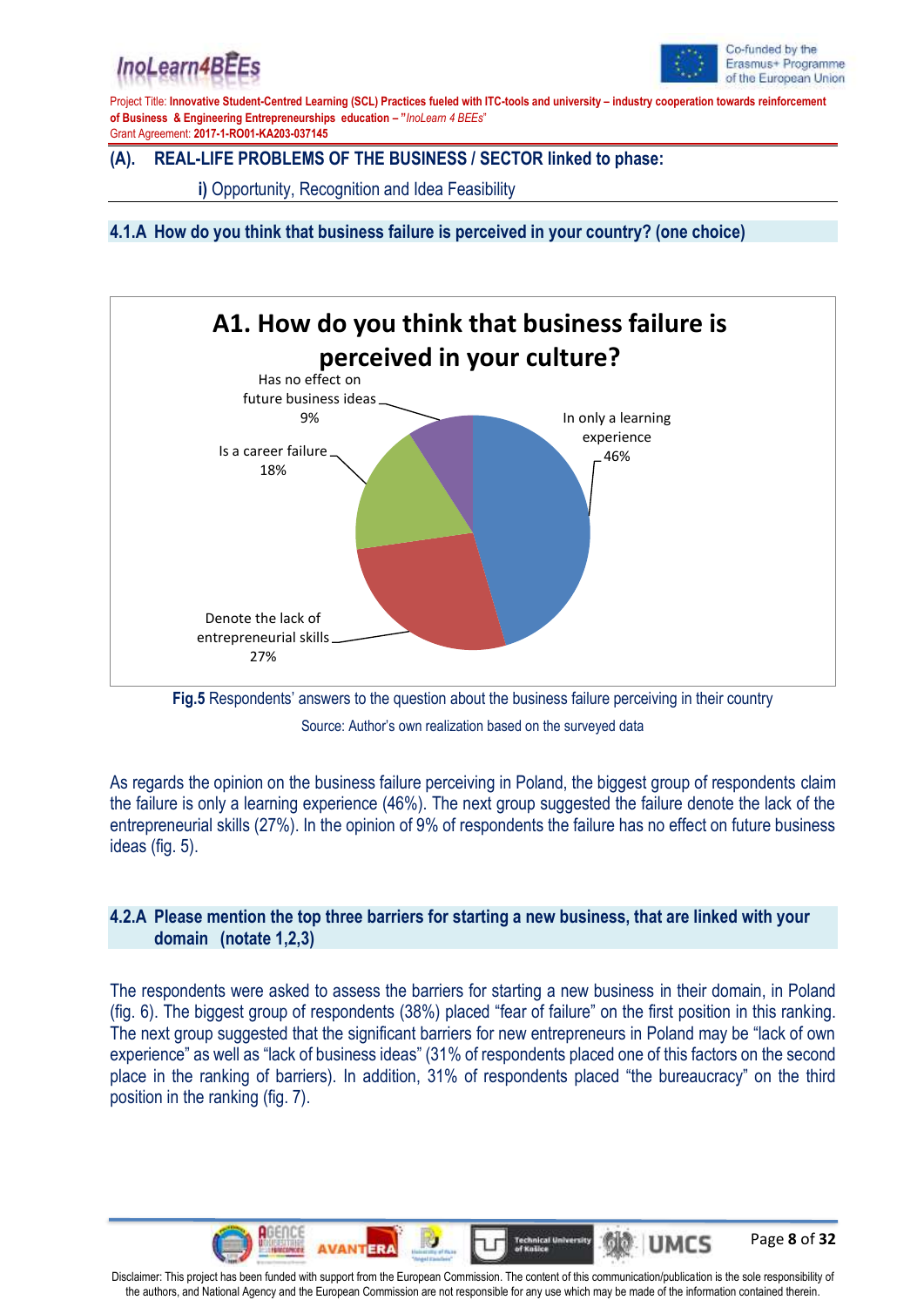## (A). REAL-LIFE PROBLEMS OF THE BUSINESS / SECTOR linked to phase:

**i)** Opportunity, Recognition and Idea Feasibility

### 4.1.A How do you think that business failure is perceived in your country? (one choice)

**A1. How do you think that business failure is perceived in your culture?**

| Answer | Share |
|---|---|
| In only a learning experience | 46% |
| Denote the lack of entrepreneurial skills | 27% |
| Is a career failure | 18% |
| Has no effect on future business ideas | 9% |

**Fig.5** Respondents' answers to the question about the business failure perceiving in their country

Source: Author's own realization based on the surveyed data

As regards the opinion on the business failure perceiving in Poland, the biggest group of respondents claim the failure is only a learning experience (46%). The next group suggested the failure denote the lack of the entrepreneurial skills (27%). In the opinion of 9% of respondents the failure has no effect on future business ideas (fig. 5).

### 4.2.A Please mention the top three barriers for starting a new business, that are linked with your domain (notate 1,2,3)

The respondents were asked to assess the barriers for starting a new business in their domain, in Poland (fig. 6). The biggest group of respondents (38%) placed "fear of failure" on the first position in this ranking. The next group suggested that the significant barriers for new entrepreneurs in Poland may be "lack of own experience" as well as "lack of business ideas" (31% of respondents placed one of this factors on the second place in the ranking of barriers). In addition, 31% of respondents placed "the bureaucracy" on the third position in the ranking (fig. 7).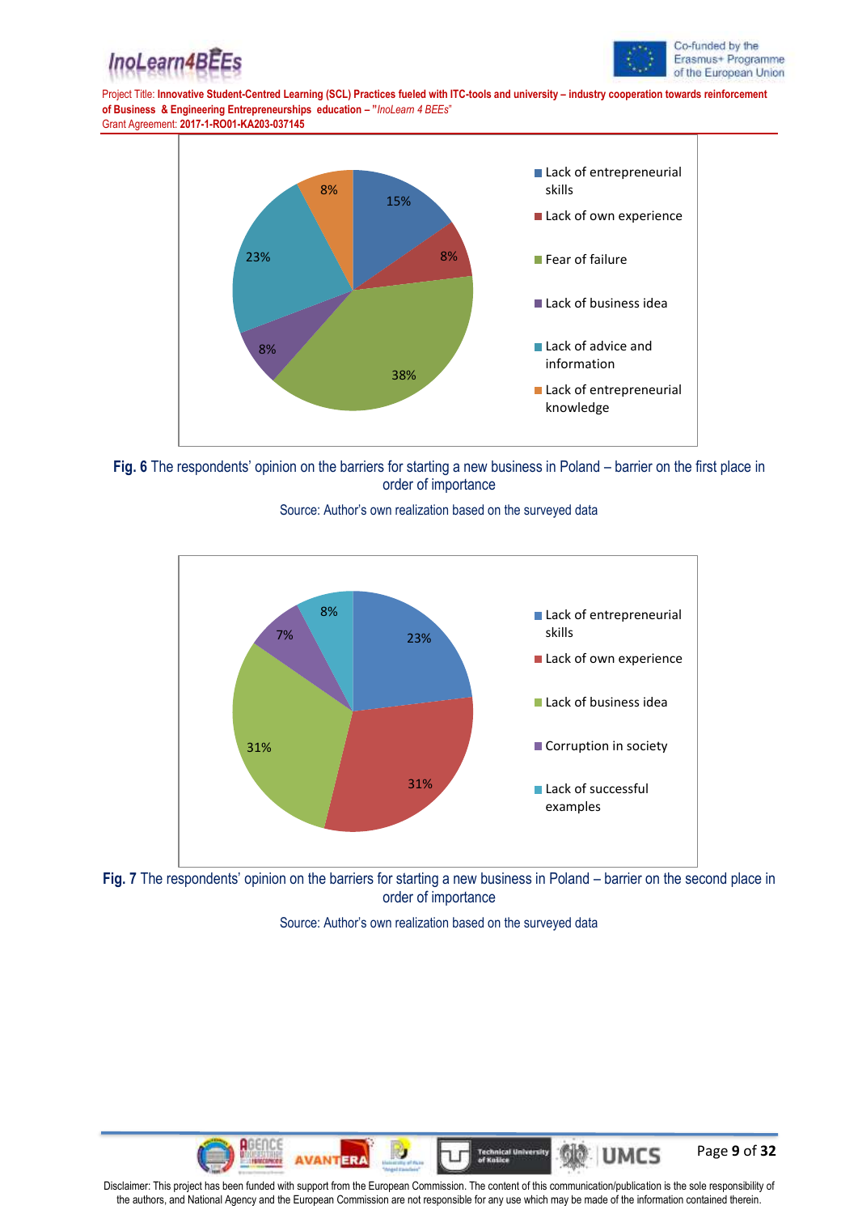**Fig. 6** The respondents' opinion on the barriers for starting a new business in Poland – barrier on the first place in order of importance

Source: Author's own realization based on the surveyed data

**Fig. 7** The respondents' opinion on the barriers for starting a new business in Poland – barrier on the second place in order of importance

Source: Author's own realization based on the surveyed data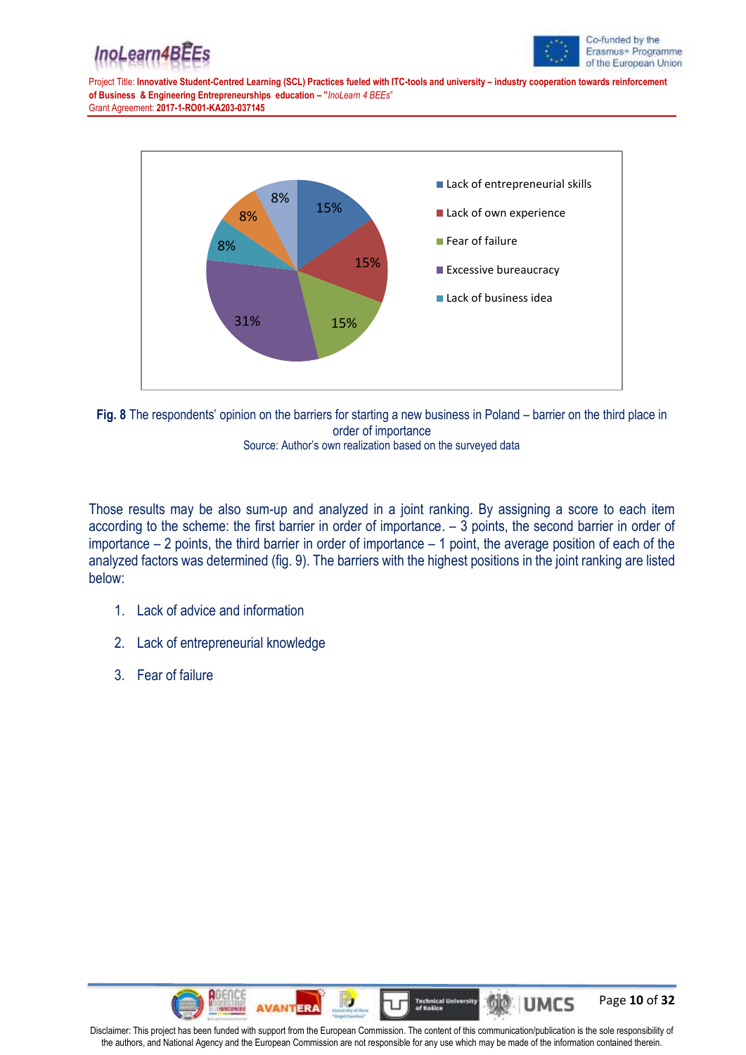Fig. 8 The respondents' opinion on the barriers for starting a new business in Poland – barrier on the third place in order of importance

Source: Author's own realization based on the surveyed data

Those results may be also sum-up and analyzed in a joint ranking. By assigning a score to each item according to the scheme: the first barrier in order of importance. – 3 points, the second barrier in order of importance – 2 points, the third barrier in order of importance – 1 point, the average position of each of the analyzed factors was determined (fig. 9). The barriers with the highest positions in the joint ranking are listed below:

1. Lack of advice and information
2. Lack of entrepreneurial knowledge
3. Fear of failure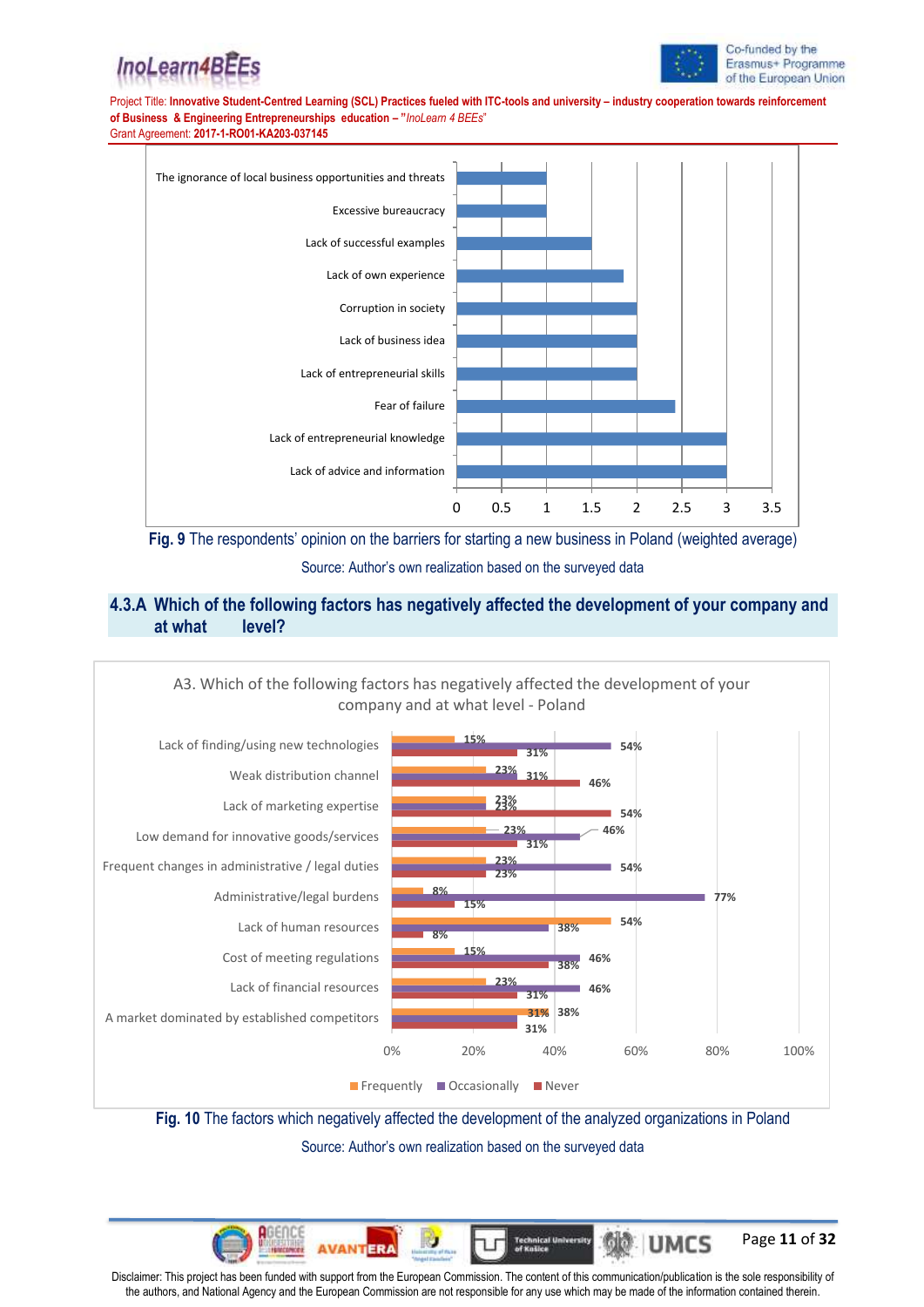| Barrier | Weighted average |
|---|---|
| The ignorance of local business opportunities and threats | 1 |
| Excessive bureaucracy | 1 |
| Lack of successful examples | 1.5 |
| Lack of own experience | 1.85 |
| Corruption in society | 2 |
| Lack of business idea | 2 |
| Lack of entrepreneurial skills | 2 |
| Fear of failure | 2.42 |
| Lack of entrepreneurial knowledge | 3 |
| Lack of advice and information | 3 |

**Fig. 9** The respondents' opinion on the barriers for starting a new business in Poland (weighted average)

Source: Author's own realization based on the surveyed data

## 4.3.A Which of the following factors has negatively affected the development of your company and at what level?

A3. Which of the following factors has negatively affected the development of your company and at what level - Poland

| Factor | Frequently | Occasionally | Never |
|---|---|---|---|
| Lack of finding/using new technologies | 15% | 54% | 31% |
| Weak distribution channel | 23% | 31% | 46% |
| Lack of marketing expertise | 23% | 23% | 54% |
| Low demand for innovative goods/services | 23% | 46% | 31% |
| Frequent changes in administrative / legal duties | 23% | 54% | 23% |
| Administrative/legal burdens | 8% | 77% | 15% |
| Lack of human resources | 54% | 38% | 8% |
| Cost of meeting regulations | 15% | 46% | 38% |
| Lack of financial resources | 23% | 46% | 31% |
| A market dominated by established competitors | 31% | 38% | 31% |

**Fig. 10** The factors which negatively affected the development of the analyzed organizations in Poland

Source: Author's own realization based on the surveyed data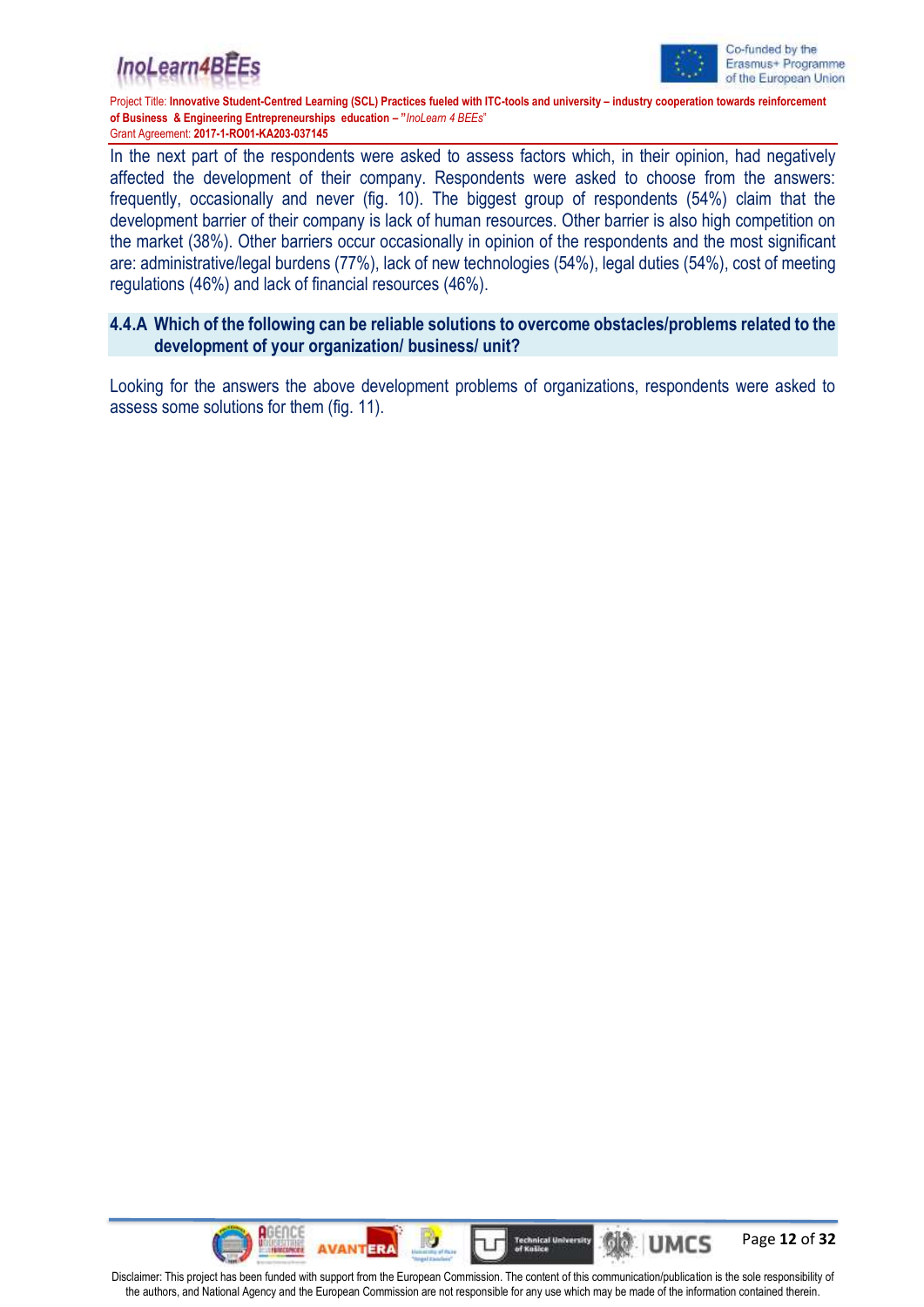In the next part of the respondents were asked to assess factors which, in their opinion, had negatively affected the development of their company. Respondents were asked to choose from the answers: frequently, occasionally and never (fig. 10). The biggest group of respondents (54%) claim that the development barrier of their company is lack of human resources. Other barrier is also high competition on the market (38%). Other barriers occur occasionally in opinion of the respondents and the most significant are: administrative/legal burdens (77%), lack of new technologies (54%), legal duties (54%), cost of meeting regulations (46%) and lack of financial resources (46%).

### 4.4.A Which of the following can be reliable solutions to overcome obstacles/problems related to the development of your organization/ business/ unit?

Looking for the answers the above development problems of organizations, respondents were asked to assess some solutions for them (fig. 11).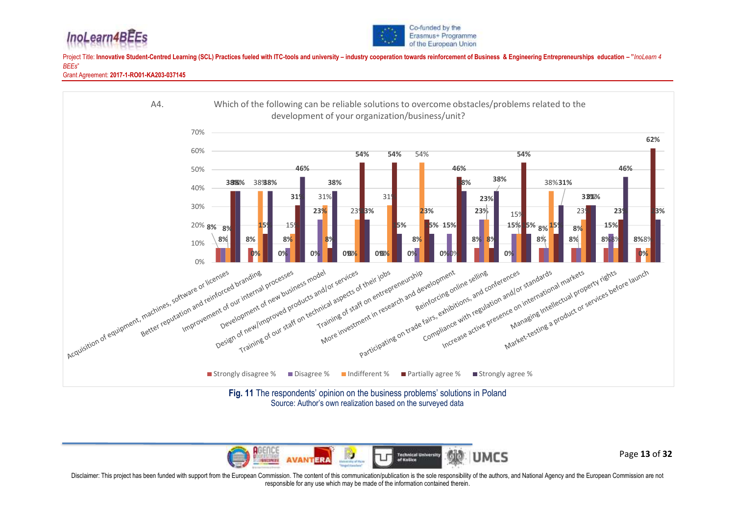A4. Which of the following can be reliable solutions to overcome obstacles/problems related to the development of your organization/business/unit?

**Fig. 11** The respondents' opinion on the business problems' solutions in Poland
Source: Author's own realization based on the surveyed data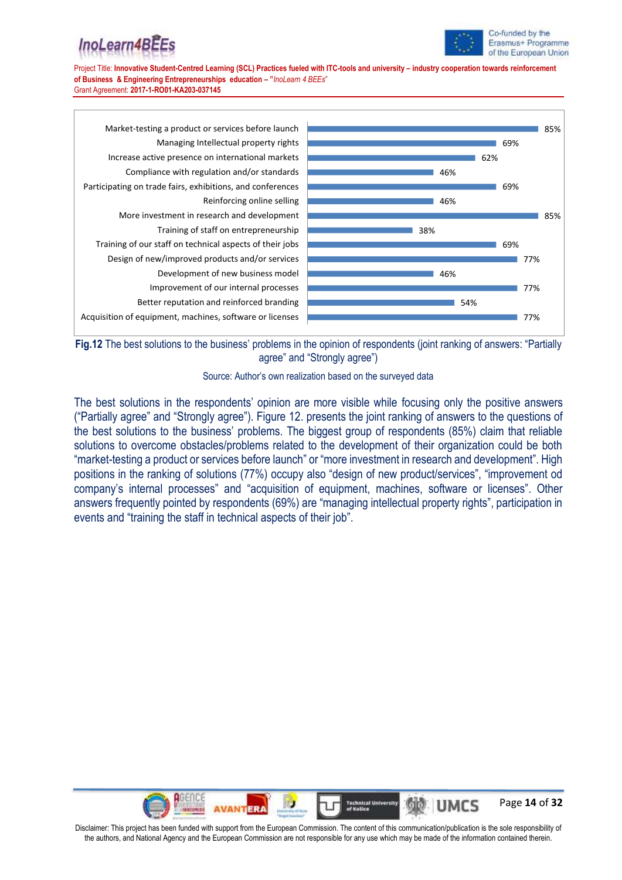| Solution | Percentage |
|---|---|
| Market-testing a product or services before launch | 85% |
| Managing Intellectual property rights | 69% |
| Increase active presence on international markets | 62% |
| Compliance with regulation and/or standards | 46% |
| Participating on trade fairs, exhibitions, and conferences | 69% |
| Reinforcing online selling | 46% |
| More investment in research and development | 85% |
| Training of staff on entrepreneurship | 38% |
| Training of our staff on technical aspects of their jobs | 69% |
| Design of new/improved products and/or services | 77% |
| Development of new business model | 46% |
| Improvement of our internal processes | 77% |
| Better reputation and reinforced branding | 54% |
| Acquisition of equipment, machines, software or licenses | 77% |

**Fig.12** The best solutions to the business' problems in the opinion of respondents (joint ranking of answers: "Partially agree" and "Strongly agree")

Source: Author's own realization based on the surveyed data

The best solutions in the respondents' opinion are more visible while focusing only the positive answers ("Partially agree" and "Strongly agree"). Figure 12. presents the joint ranking of answers to the questions of the best solutions to the business' problems. The biggest group of respondents (85%) claim that reliable solutions to overcome obstacles/problems related to the development of their organization could be both "market-testing a product or services before launch" or "more investment in research and development". High positions in the ranking of solutions (77%) occupy also "design of new product/services", "improvement od company's internal processes" and "acquisition of equipment, machines, software or licenses". Other answers frequently pointed by respondents (69%) are "managing intellectual property rights", participation in events and "training the staff in technical aspects of their job".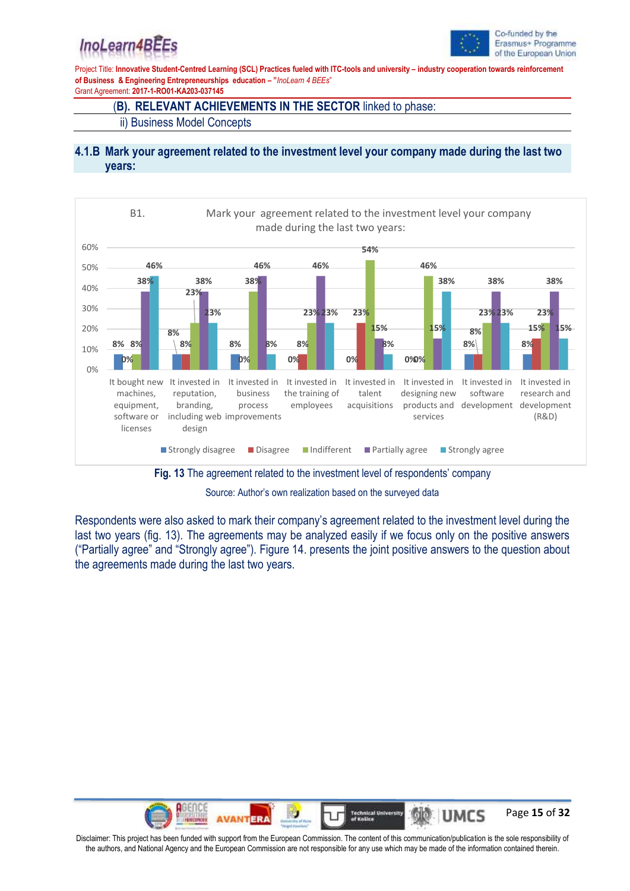(**B**). **RELEVANT ACHIEVEMENTS IN THE SECTOR** linked to phase:

ii) Business Model Concepts

## 4.1.B Mark your agreement related to the investment level your company made during the last two years:

**Fig. 13** The agreement related to the investment level of respondents' company

Source: Author's own realization based on the surveyed data

Respondents were also asked to mark their company's agreement related to the investment level during the last two years (fig. 13). The agreements may be analyzed easily if we focus only on the positive answers ("Partially agree" and "Strongly agree"). Figure 14. presents the joint positive answers to the question about the agreements made during the last two years.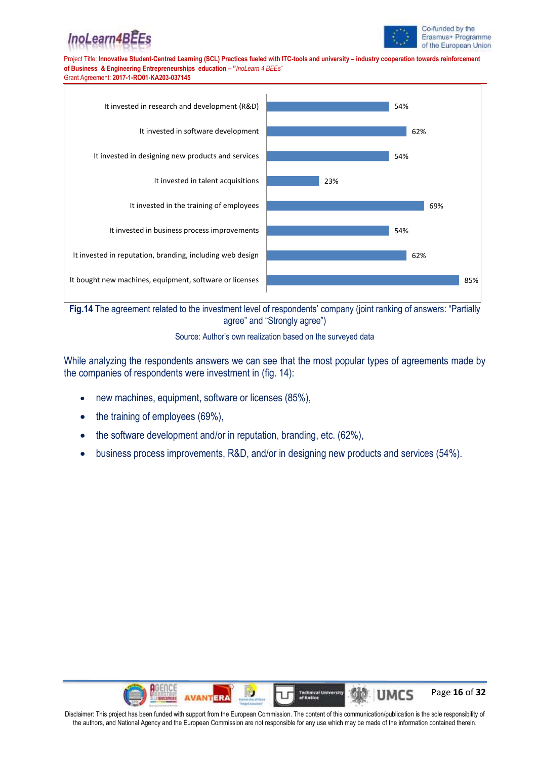| Statement | % |
|---|---|
| It invested in research and development (R&D) | 54% |
| It invested in software development | 62% |
| It invested in designing new products and services | 54% |
| It invested in talent acquisitions | 23% |
| It invested in the training of employees | 69% |
| It invested in business process improvements | 54% |
| It invested in reputation, branding, including web design | 62% |
| It bought new machines, equipment, software or licenses | 85% |

**Fig.14** The agreement related to the investment level of respondents' company (joint ranking of answers: "Partially agree" and "Strongly agree")

Source: Author's own realization based on the surveyed data

While analyzing the respondents answers we can see that the most popular types of agreements made by the companies of respondents were investment in (fig. 14):

- new machines, equipment, software or licenses (85%),
- the training of employees (69%),
- the software development and/or in reputation, branding, etc. (62%),
- business process improvements, R&D, and/or in designing new products and services (54%).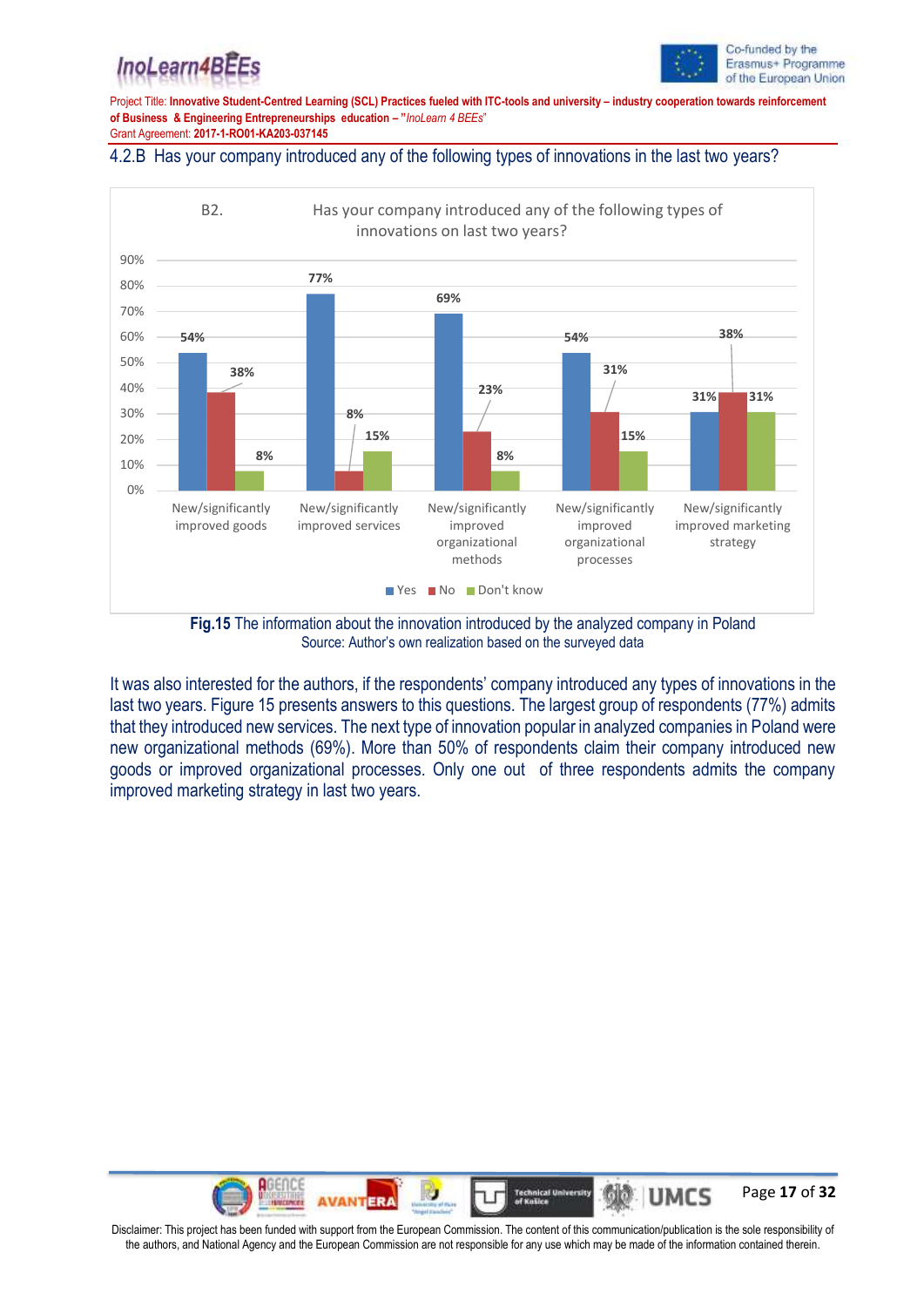## 4.2.B Has your company introduced any of the following types of innovations in the last two years?

B2. Has your company introduced any of the following types of innovations on last two years?

| | Yes | No | Don't know |
|---|---|---|---|
| New/significantly improved goods | 54% | 38% | 8% |
| New/significantly improved services | 77% | 8% | 15% |
| New/significantly improved organizational methods | 69% | 23% | 8% |
| New/significantly improved organizational processes | 54% | 31% | 15% |
| New/significantly improved marketing strategy | 31% | 38% | 31% |

**Fig.15** The information about the innovation introduced by the analyzed company in Poland
Source: Author's own realization based on the surveyed data

It was also interested for the authors, if the respondents' company introduced any types of innovations in the last two years. Figure 15 presents answers to this questions. The largest group of respondents (77%) admits that they introduced new services. The next type of innovation popular in analyzed companies in Poland were new organizational methods (69%). More than 50% of respondents claim their company introduced new goods or improved organizational processes. Only one out of three respondents admits the company improved marketing strategy in last two years.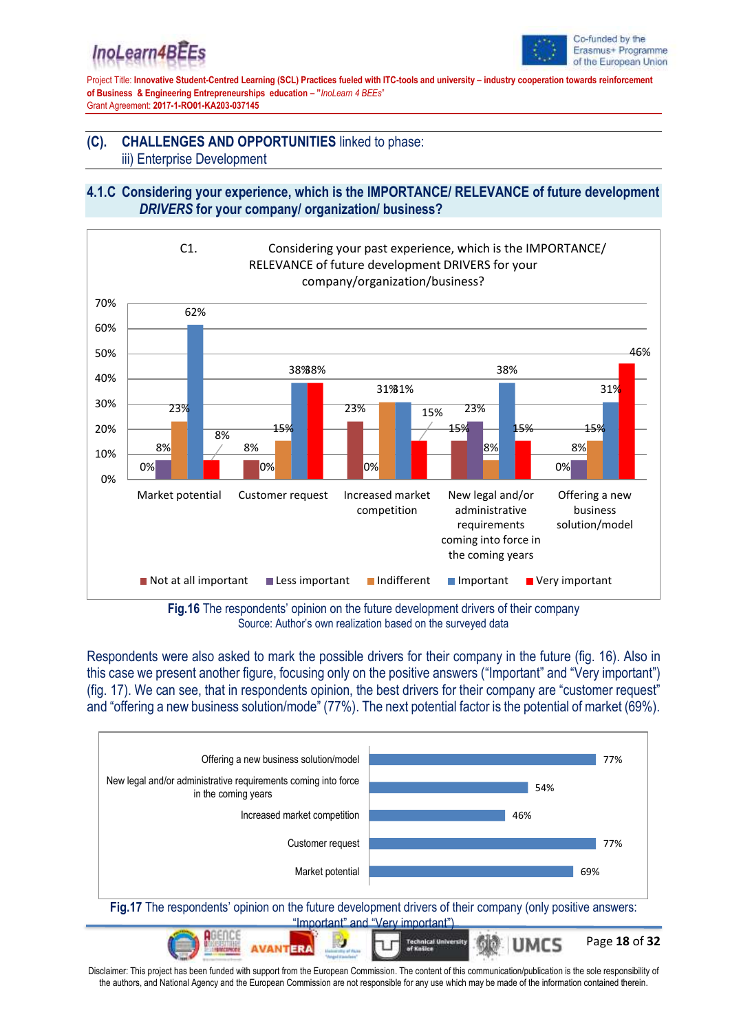## (C). CHALLENGES AND OPPORTUNITIES linked to phase:
iii) Enterprise Development

### 4.1.C Considering your experience, which is the IMPORTANCE/ RELEVANCE of future development *DRIVERS* for your company/ organization/ business?

C1. Considering your past experience, which is the IMPORTANCE/ RELEVANCE of future development DRIVERS for your company/organization/business?

| | Not at all important | Less important | Indifferent | Important | Very important |
|---|---|---|---|---|---|
| Market potential | 0% | 8% | 23% | 62% | 8% |
| Customer request | 8% | 0% | 15% | 38% | 38% |
| Increased market competition | 23% | 0% | 31% | 31% | 15% |
| New legal and/or administrative requirements coming into force in the coming years | 15% | 23% | 8% | 38% | 15% |
| Offering a new business solution/model | 0% | 8% | 15% | 31% | 46% |

**Fig.16** The respondents' opinion on the future development drivers of their company
Source: Author's own realization based on the surveyed data

Respondents were also asked to mark the possible drivers for their company in the future (fig. 16). Also in this case we present another figure, focusing only on the positive answers ("Important" and "Very important") (fig. 17). We can see, that in respondents opinion, the best drivers for their company are "customer request" and "offering a new business solution/mode" (77%). The next potential factor is the potential of market (69%).

| Driver | Positive answers |
|---|---|
| Offering a new business solution/model | 77% |
| New legal and/or administrative requirements coming into force in the coming years | 54% |
| Increased market competition | 46% |
| Customer request | 77% |
| Market potential | 69% |

**Fig.17** The respondents' opinion on the future development drivers of their company (only positive answers: "Important" and "Very important")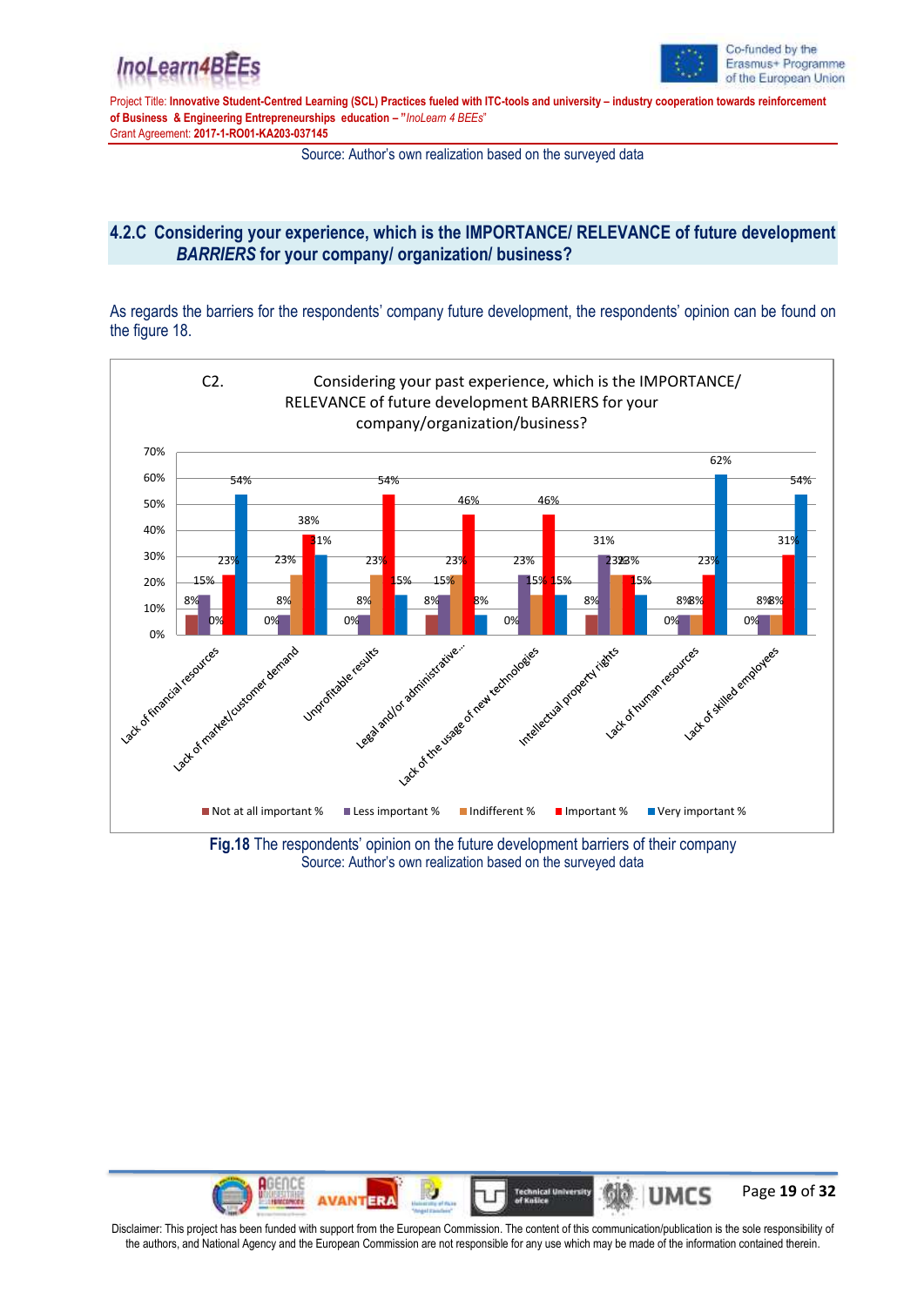Source: Author's own realization based on the surveyed data

## 4.2.C Considering your experience, which is the IMPORTANCE/ RELEVANCE of future development *BARRIERS* for your company/ organization/ business?

As regards the barriers for the respondents' company future development, the respondents' opinion can be found on the figure 18.

C2. Considering your past experience, which is the IMPORTANCE/ RELEVANCE of future development BARRIERS for your company/organization/business?

| | Not at all important % | Less important % | Indifferent % | Important % | Very important % |
|---|---|---|---|---|---|
| Lack of financial resources | 8% | 15% | 0% | 23% | 54% |
| Lack of market/customer demand | 0% | 8% | 23% | 38% | 31% |
| Unprofitable results | 0% | 8% | 23% | 54% | 15% |
| Legal and/or administrative... | 8% | 15% | 23% | 46% | 8% |
| Lack of the usage of new technologies | 0% | 23% | 15% | 46% | 15% |
| Intellectual property rights | 8% | 31% | 23% | 23% | 15% |
| Lack of human resources | 0% | 8% | 8% | 23% | 62% |
| Lack of skilled employees | 0% | 8% | 8% | 31% | 54% |

**Fig.18** The respondents' opinion on the future development barriers of their company
Source: Author's own realization based on the surveyed data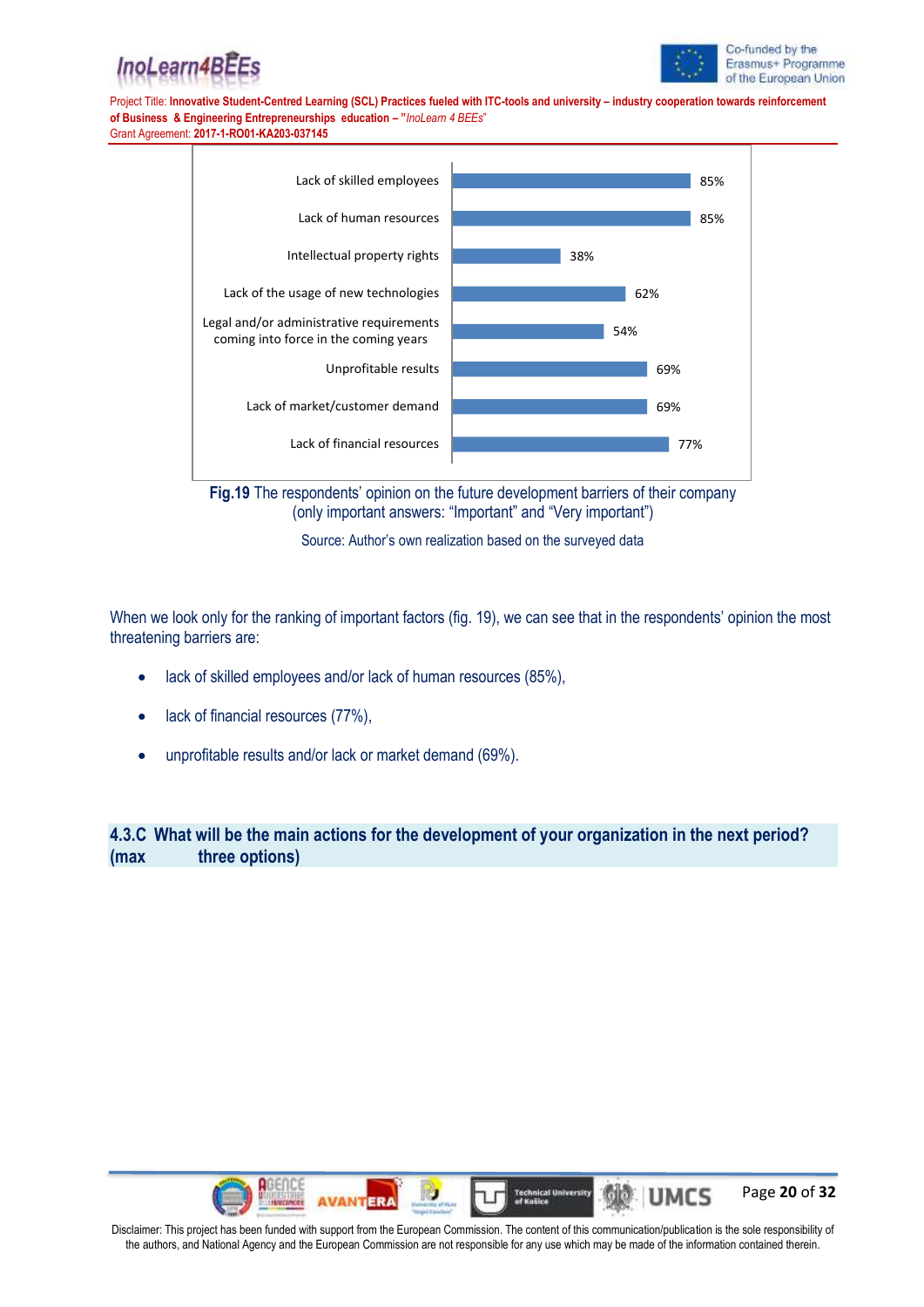| Barrier | Percentage |
|---|---|
| Lack of skilled employees | 85% |
| Lack of human resources | 85% |
| Intellectual property rights | 38% |
| Lack of the usage of new technologies | 62% |
| Legal and/or administrative requirements coming into force in the coming years | 54% |
| Unprofitable results | 69% |
| Lack of market/customer demand | 69% |
| Lack of financial resources | 77% |

**Fig.19** The respondents' opinion on the future development barriers of their company (only important answers: "Important" and "Very important")

Source: Author's own realization based on the surveyed data

When we look only for the ranking of important factors (fig. 19), we can see that in the respondents' opinion the most threatening barriers are:

- lack of skilled employees and/or lack of human resources (85%),
- lack of financial resources (77%),
- unprofitable results and/or lack or market demand (69%).

### 4.3.C What will be the main actions for the development of your organization in the next period? (max three options)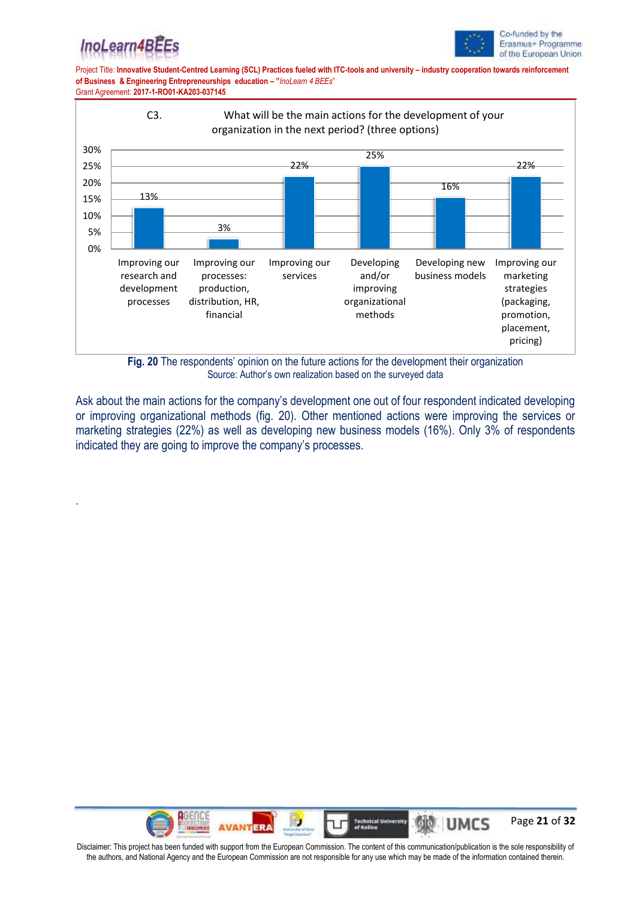C3. What will be the main actions for the development of your organization in the next period? (three options)

| Action | Percentage |
|---|---|
| Improving our research and development processes | 13% |
| Improving our processes: production, distribution, HR, financial | 3% |
| Improving our services | 22% |
| Developing and/or improving organizational methods | 25% |
| Developing new business models | 16% |
| Improving our marketing strategies (packaging, promotion, placement, pricing) | 22% |

**Fig. 20** The respondents' opinion on the future actions for the development their organization
Source: Author's own realization based on the surveyed data

Ask about the main actions for the company's development one out of four respondent indicated developing or improving organizational methods (fig. 20). Other mentioned actions were improving the services or marketing strategies (22%) as well as developing new business models (16%). Only 3% of respondents indicated they are going to improve the company's processes.

.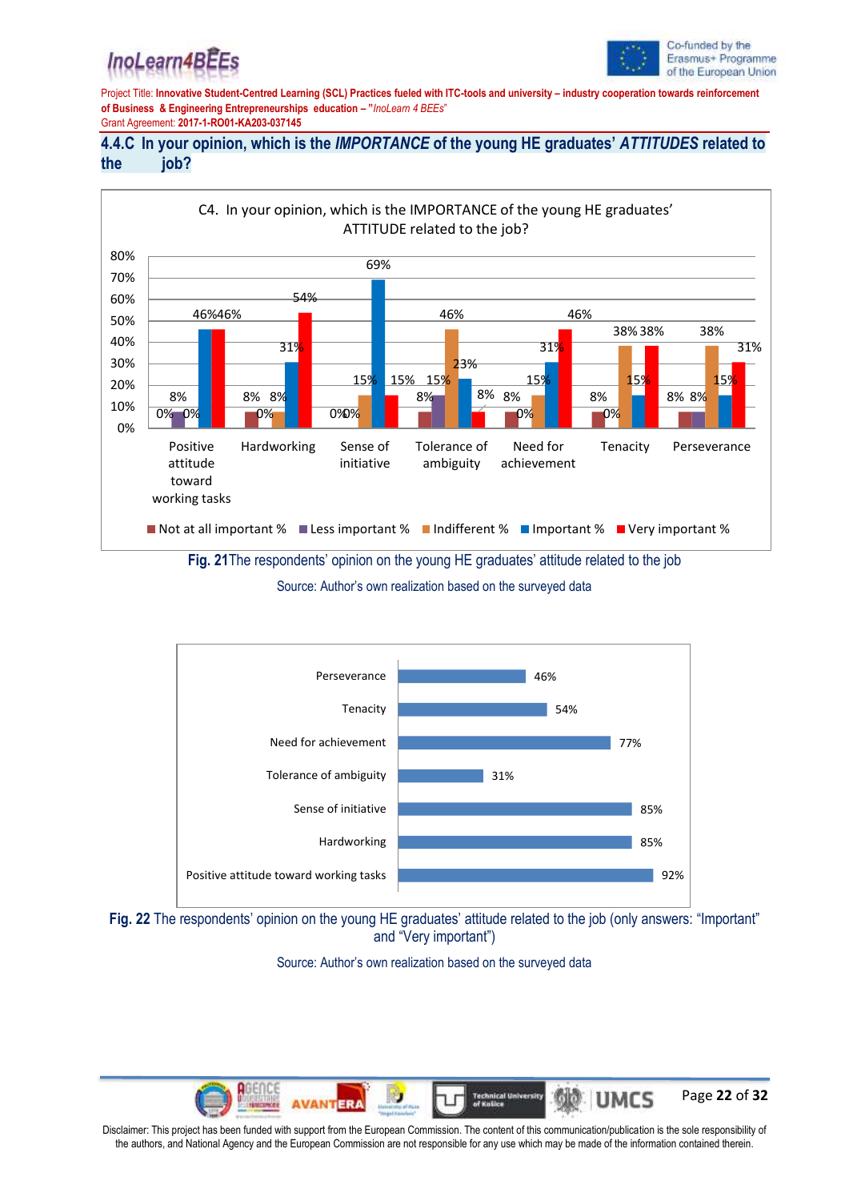## 4.4.C In your opinion, which is the *IMPORTANCE* of the young HE graduates' *ATTITUDES* related to the job?

C4. In your opinion, which is the IMPORTANCE of the young HE graduates' ATTITUDE related to the job?

| | Not at all important % | Less important % | Indifferent % | Important % | Very important % |
|---|---|---|---|---|---|
| Positive attitude toward working tasks | 0% | 8% | 0% | 46% | 46% |
| Hardworking | 8% | 8% | 0% | 31% | 54% |
| Sense of initiative | 0% | 0% | 15% | 69% | 15% |
| Tolerance of ambiguity | 8% | 15% | 46% | 23% | 8% |
| Need for achievement | 8% | 0% | 15% | 31% | 46% |
| Tenacity | 8% | 0% | 38% | 15% | 38% |
| Perseverance | 8% | 8% | 38% | 15% | 31% |

**Fig. 21** The respondents' opinion on the young HE graduates' attitude related to the job

Source: Author's own realization based on the surveyed data

| | |
|---|---|
| Perseverance | 46% |
| Tenacity | 54% |
| Need for achievement | 77% |
| Tolerance of ambiguity | 31% |
| Sense of initiative | 85% |
| Hardworking | 85% |
| Positive attitude toward working tasks | 92% |

**Fig. 22** The respondents' opinion on the young HE graduates' attitude related to the job (only answers: "Important" and "Very important")

Source: Author's own realization based on the surveyed data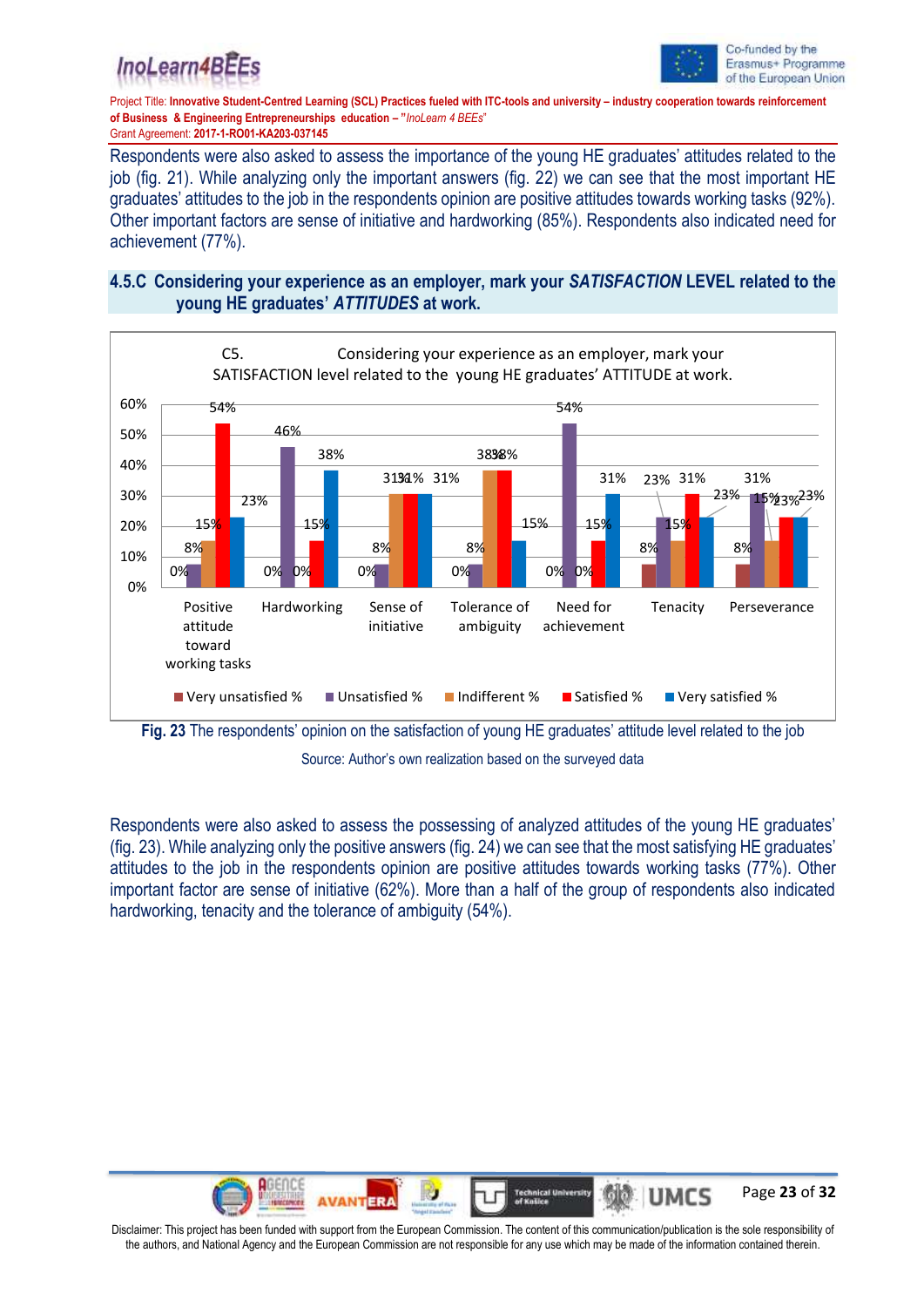Respondents were also asked to assess the importance of the young HE graduates' attitudes related to the job (fig. 21). While analyzing only the important answers (fig. 22) we can see that the most important HE graduates' attitudes to the job in the respondents opinion are positive attitudes towards working tasks (92%). Other important factors are sense of initiative and hardworking (85%). Respondents also indicated need for achievement (77%).

### 4.5.C Considering your experience as an employer, mark your *SATISFACTION* LEVEL related to the young HE graduates' *ATTITUDES* at work.

C5. Considering your experience as an employer, mark your SATISFACTION level related to the young HE graduates' ATTITUDE at work.

| | Very unsatisfied % | Unsatisfied % | Indifferent % | Satisfied % | Very satisfied % |
|---|---|---|---|---|---|
| Positive attitude toward working tasks | 0% | 8% | 15% | 54% | 23% |
| Hardworking | 0% | 46% | 0% | 15% | 38% |
| Sense of initiative | 0% | 8% | 31% | 31% | 31% |
| Tolerance of ambiguity | 0% | 8% | 38% | 38% | 15% |
| Need for achievement | 0% | 54% | 0% | 15% | 31% |
| Tenacity | 8% | 23% | 15% | 31% | 23% |
| Perseverance | 8% | 31% | 15% | 23% | 23% |

**Fig. 23** The respondents' opinion on the satisfaction of young HE graduates' attitude level related to the job

Source: Author's own realization based on the surveyed data

Respondents were also asked to assess the possessing of analyzed attitudes of the young HE graduates' (fig. 23). While analyzing only the positive answers (fig. 24) we can see that the most satisfying HE graduates' attitudes to the job in the respondents opinion are positive attitudes towards working tasks (77%). Other important factor are sense of initiative (62%). More than a half of the group of respondents also indicated hardworking, tenacity and the tolerance of ambiguity (54%).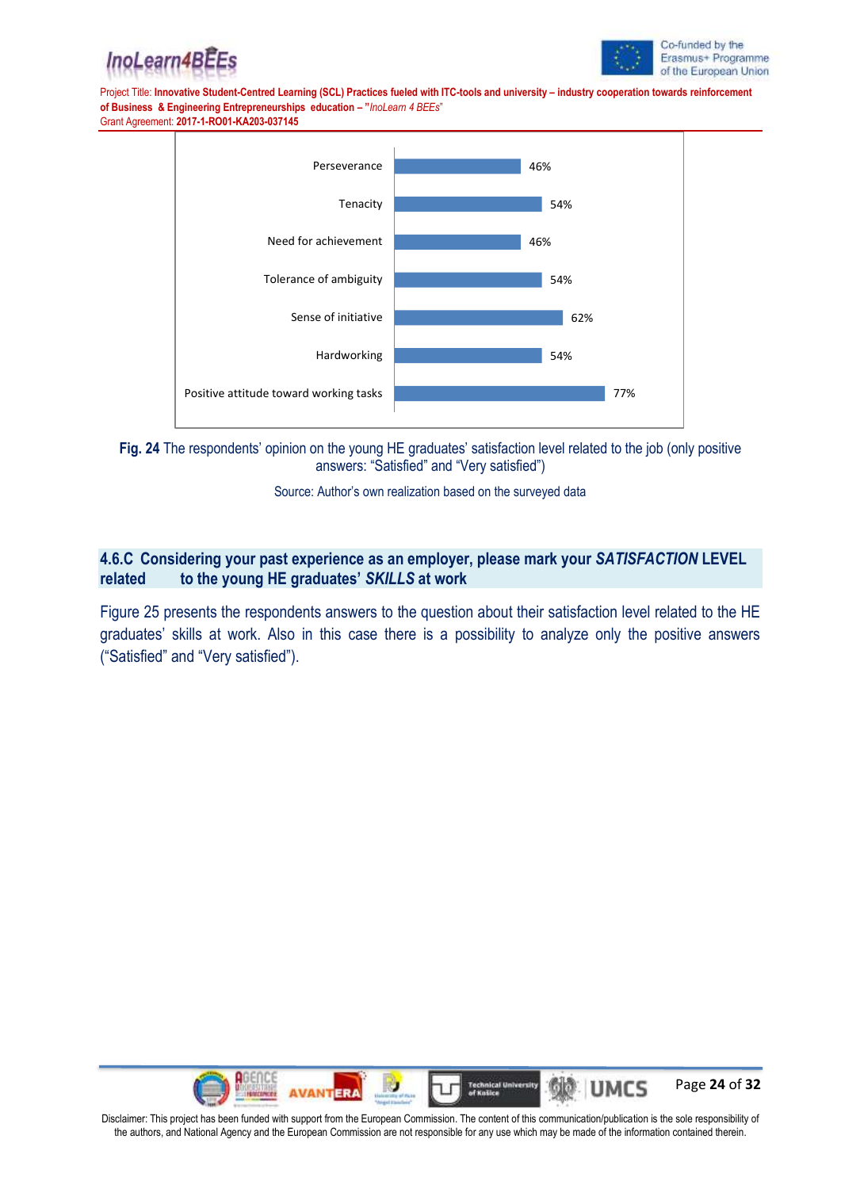| Item | Percentage |
|---|---|
| Perseverance | 46% |
| Tenacity | 54% |
| Need for achievement | 46% |
| Tolerance of ambiguity | 54% |
| Sense of initiative | 62% |
| Hardworking | 54% |
| Positive attitude toward working tasks | 77% |

**Fig. 24** The respondents' opinion on the young HE graduates' satisfaction level related to the job (only positive answers: "Satisfied" and "Very satisfied")

Source: Author's own realization based on the surveyed data

### 4.6.C Considering your past experience as an employer, please mark your *SATISFACTION* LEVEL related to the young HE graduates' *SKILLS* at work

Figure 25 presents the respondents answers to the question about their satisfaction level related to the HE graduates' skills at work. Also in this case there is a possibility to analyze only the positive answers ("Satisfied" and "Very satisfied").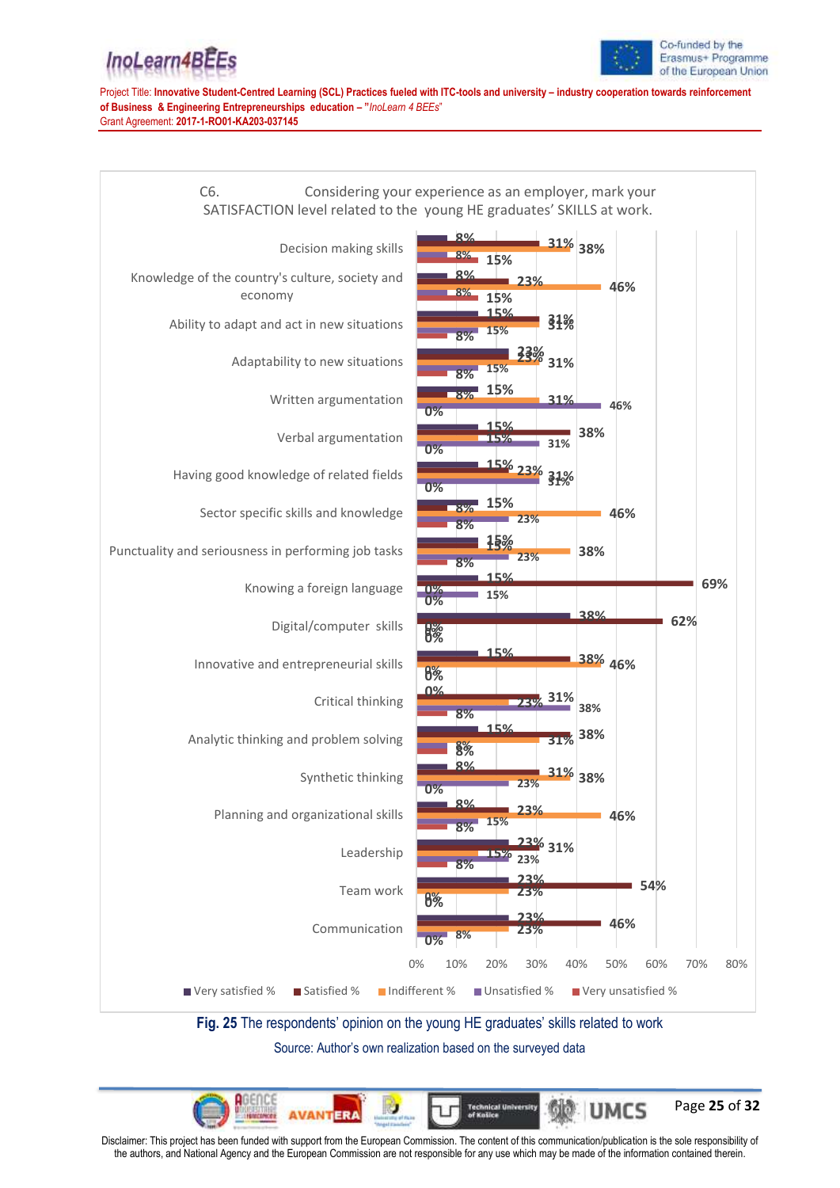Project Title: **Innovative Student-Centred Learning (SCL) Practices fueled with ITC-tools and university – industry cooperation towards reinforcement of Business & Engineering Entrepreneurships education – "*InoLearn 4 BEEs*"**
Grant Agreement: **2017-1-RO01-KA203-037145**

C6. Considering your experience as an employer, mark your SATISFACTION level related to the young HE graduates' SKILLS at work.

| Skill | Very satisfied % | Satisfied % | Indifferent % | Unsatisfied % | Very unsatisfied % |
|---|---|---|---|---|---|
| Decision making skills | 8% | 31% | 38% | 8% | 15% |
| Knowledge of the country's culture, society and economy | 8% | 23% | 46% | 8% | 15% |
| Ability to adapt and act in new situations | 15% | 31% | 31% | 15% | 8% |
| Adaptability to new situations | 23% | 23% | 31% | 15% | 8% |
| Written argumentation | 8% | 15% | 31% | 46% | 0% |
| Verbal argumentation | 15% | 38% | 15% | 31% | 0% |
| Having good knowledge of related fields | 15% | 23% | 31% | 31% | 0% |
| Sector specific skills and knowledge | 15% | 8% | 46% | 23% | 8% |
| Punctuality and seriousness in performing job tasks | 15% | 15% | 38% | 23% | 8% |
| Knowing a foreign language | 15% | 69% | 0% | 15% | 0% |
| Digital/computer skills | 38% | 62% | 0% | 0% | 0% |
| Innovative and entrepreneurial skills | 15% | 38% | 46% | 0% | 0% |
| Critical thinking | 0% | 31% | 23% | 38% | 8% |
| Analytic thinking and problem solving | 15% | 38% | 31% | 8% | 8% |
| Synthetic thinking | 8% | 31% | 38% | 23% | 0% |
| Planning and organizational skills | 8% | 23% | 46% | 15% | 8% |
| Leadership | 23% | 31% | 15% | 23% | 8% |
| Team work | 23% | 54% | 23% | 0% | 0% |
| Communication | 23% | 46% | 23% | 8% | 0% |

**Fig. 25** The respondents' opinion on the young HE graduates' skills related to work

Source: Author's own realization based on the surveyed data

Disclaimer: This project has been funded with support from the European Commission. The content of this communication/publication is the sole responsibility of the authors, and National Agency and the European Commission are not responsible for any use which may be made of the information contained therein.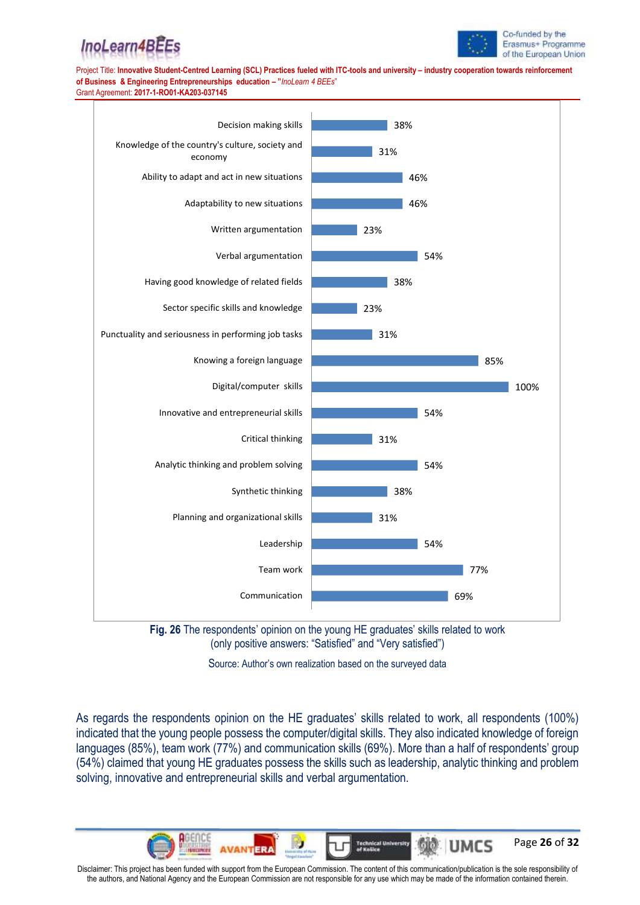| Skill | Share |
| --- | --- |
| Decision making skills | 38% |
| Knowledge of the country's culture, society and economy | 31% |
| Ability to adapt and act in new situations | 46% |
| Adaptability to new situations | 46% |
| Written argumentation | 23% |
| Verbal argumentation | 54% |
| Having good knowledge of related fields | 38% |
| Sector specific skills and knowledge | 23% |
| Punctuality and seriousness in performing job tasks | 31% |
| Knowing a foreign language | 85% |
| Digital/computer skills | 100% |
| Innovative and entrepreneurial skills | 54% |
| Critical thinking | 31% |
| Analytic thinking and problem solving | 54% |
| Synthetic thinking | 38% |
| Planning and organizational skills | 31% |
| Leadership | 54% |
| Team work | 77% |
| Communication | 69% |

**Fig. 26** The respondents' opinion on the young HE graduates' skills related to work (only positive answers: "Satisfied" and "Very satisfied")

Source: Author's own realization based on the surveyed data

As regards the respondents opinion on the HE graduates' skills related to work, all respondents (100%) indicated that the young people possess the computer/digital skills. They also indicated knowledge of foreign languages (85%), team work (77%) and communication skills (69%). More than a half of respondents' group (54%) claimed that young HE graduates possess the skills such as leadership, analytic thinking and problem solving, innovative and entrepreneurial skills and verbal argumentation.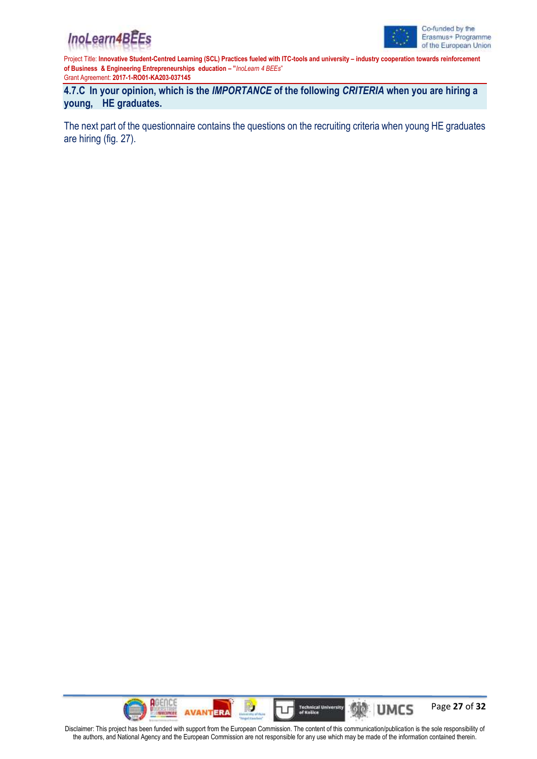### 4.7.C In your opinion, which is the *IMPORTANCE* of the following *CRITERIA* when you are hiring a young, HE graduates.

The next part of the questionnaire contains the questions on the recruiting criteria when young HE graduates are hiring (fig. 27).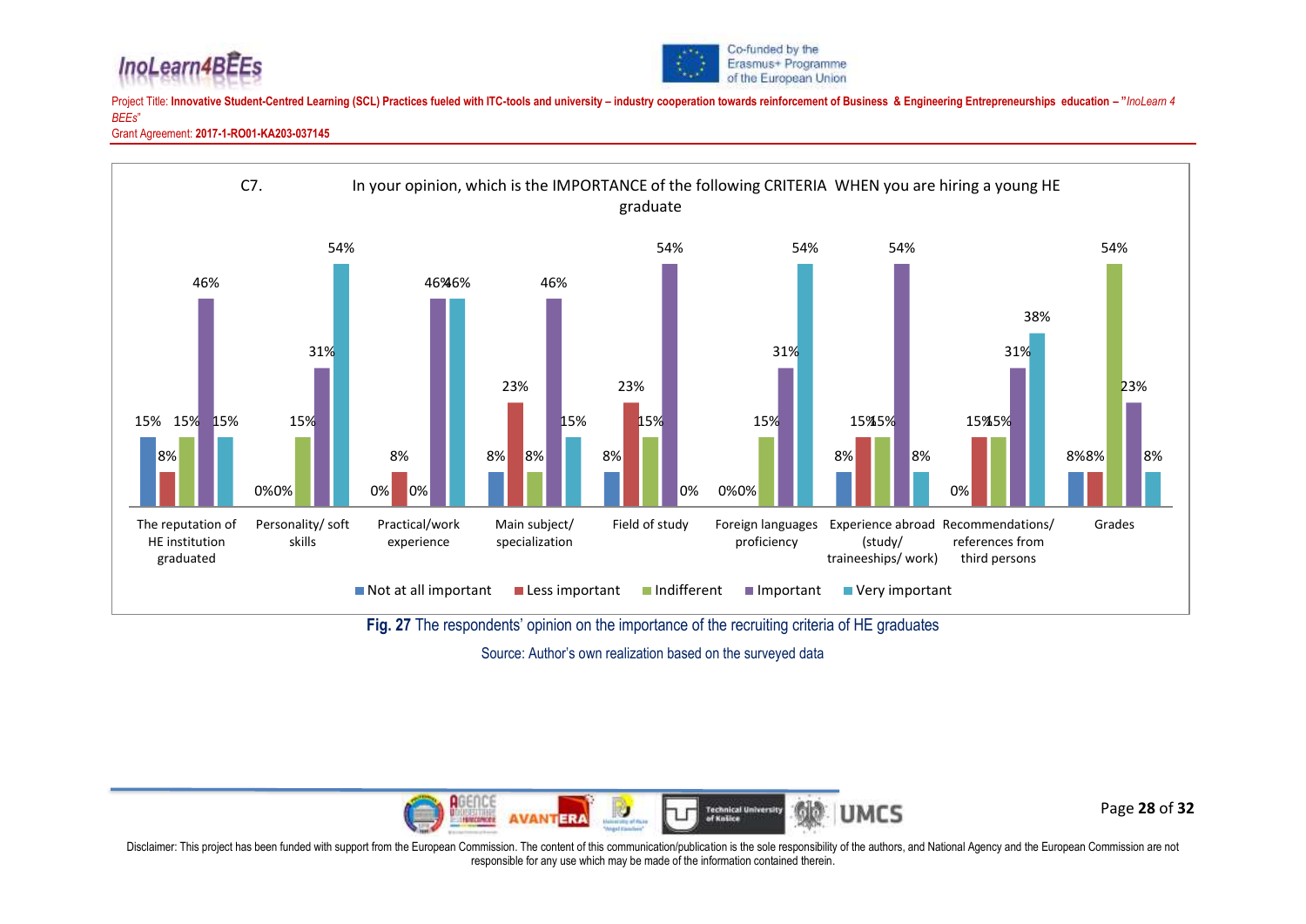C7. In your opinion, which is the IMPORTANCE of the following CRITERIA WHEN you are hiring a young HE graduate

| Criteria | Not at all important | Less important | Indifferent | Important | Very important |
|---|---|---|---|---|---|
| The reputation of HE institution graduated | 15% | 8% | 15% | 46% | 15% |
| Personality/ soft skills | 0% | 0% | 15% | 31% | 54% |
| Practical/work experience | 0% | 8% | 0% | 46% | 46% |
| Main subject/ specialization | 8% | 23% | 8% | 46% | 15% |
| Field of study | 8% | 23% | 15% | 54% | 0% |
| Foreign languages proficiency | 0% | 0% | 15% | 31% | 54% |
| Experience abroad (study/ traineeships/ work) | 8% | 15% | 15% | 54% | 8% |
| Recommendations/ references from third persons | 0% | 15% | 15% | 31% | 38% |
| Grades | 8% | 8% | 54% | 23% | 8% |

**Fig. 27** The respondents' opinion on the importance of the recruiting criteria of HE graduates

Source: Author's own realization based on the surveyed data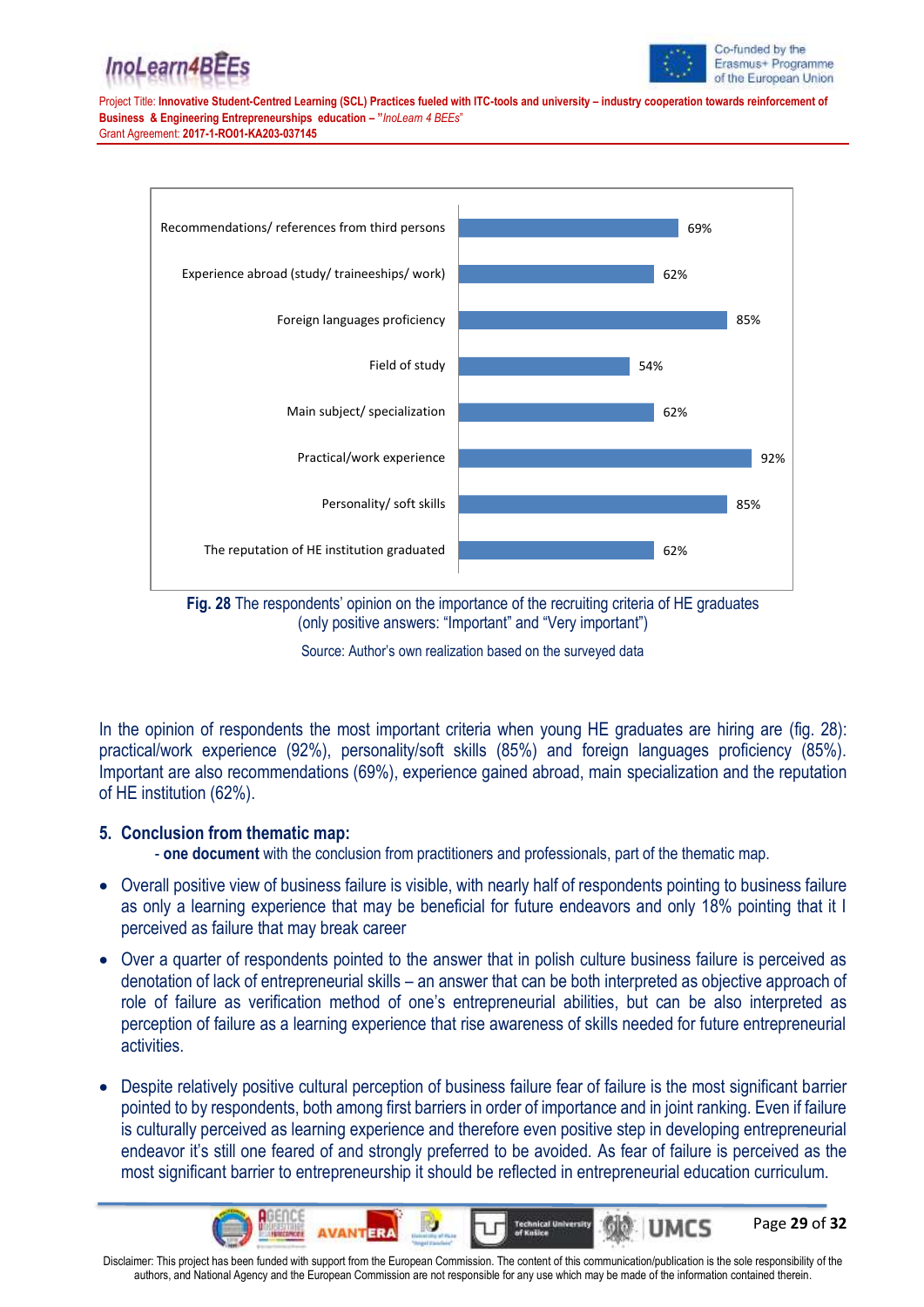| Criterion | Share |
|---|---|
| Recommendations/ references from third persons | 69% |
| Experience abroad (study/ traineeships/ work) | 62% |
| Foreign languages proficiency | 85% |
| Field of study | 54% |
| Main subject/ specialization | 62% |
| Practical/work experience | 92% |
| Personality/ soft skills | 85% |
| The reputation of HE institution graduated | 62% |

**Fig. 28** The respondents' opinion on the importance of the recruiting criteria of HE graduates (only positive answers: "Important" and "Very important")

Source: Author's own realization based on the surveyed data

In the opinion of respondents the most important criteria when young HE graduates are hiring are (fig. 28): practical/work experience (92%), personality/soft skills (85%) and foreign languages proficiency (85%). Important are also recommendations (69%), experience gained abroad, main specialization and the reputation of HE institution (62%).

## 5. Conclusion from thematic map:

- **one document** with the conclusion from practitioners and professionals, part of the thematic map.

- Overall positive view of business failure is visible, with nearly half of respondents pointing to business failure as only a learning experience that may be beneficial for future endeavors and only 18% pointing that it I perceived as failure that may break career
- Over a quarter of respondents pointed to the answer that in polish culture business failure is perceived as denotation of lack of entrepreneurial skills – an answer that can be both interpreted as objective approach of role of failure as verification method of one's entrepreneurial abilities, but can be also interpreted as perception of failure as a learning experience that rise awareness of skills needed for future entrepreneurial activities.
- Despite relatively positive cultural perception of business failure fear of failure is the most significant barrier pointed to by respondents, both among first barriers in order of importance and in joint ranking. Even if failure is culturally perceived as learning experience and therefore even positive step in developing entrepreneurial endeavor it's still one feared of and strongly preferred to be avoided. As fear of failure is perceived as the most significant barrier to entrepreneurship it should be reflected in entrepreneurial education curriculum.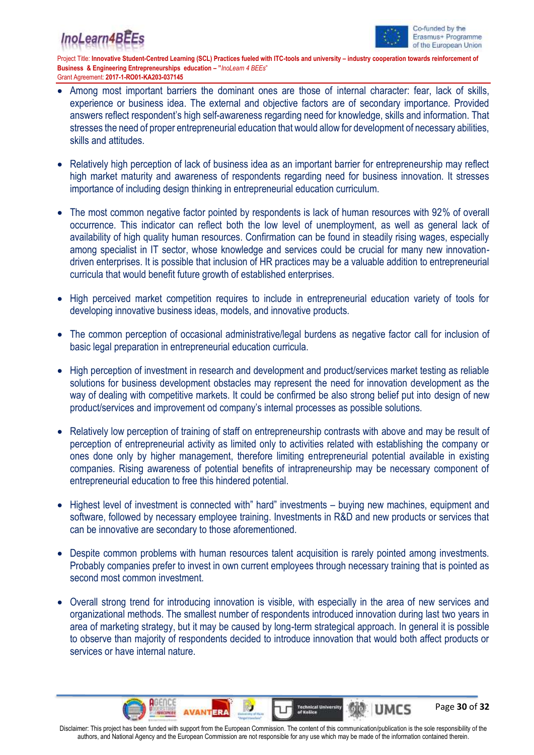- Among most important barriers the dominant ones are those of internal character: fear, lack of skills, experience or business idea. The external and objective factors are of secondary importance. Provided answers reflect respondent's high self-awareness regarding need for knowledge, skills and information. That stresses the need of proper entrepreneurial education that would allow for development of necessary abilities, skills and attitudes.

- Relatively high perception of lack of business idea as an important barrier for entrepreneurship may reflect high market maturity and awareness of respondents regarding need for business innovation. It stresses importance of including design thinking in entrepreneurial education curriculum.

- The most common negative factor pointed by respondents is lack of human resources with 92% of overall occurrence. This indicator can reflect both the low level of unemployment, as well as general lack of availability of high quality human resources. Confirmation can be found in steadily rising wages, especially among specialist in IT sector, whose knowledge and services could be crucial for many new innovation-driven enterprises. It is possible that inclusion of HR practices may be a valuable addition to entrepreneurial curricula that would benefit future growth of established enterprises.

- High perceived market competition requires to include in entrepreneurial education variety of tools for developing innovative business ideas, models, and innovative products.

- The common perception of occasional administrative/legal burdens as negative factor call for inclusion of basic legal preparation in entrepreneurial education curricula.

- High perception of investment in research and development and product/services market testing as reliable solutions for business development obstacles may represent the need for innovation development as the way of dealing with competitive markets. It could be confirmed be also strong belief put into design of new product/services and improvement od company's internal processes as possible solutions.

- Relatively low perception of training of staff on entrepreneurship contrasts with above and may be result of perception of entrepreneurial activity as limited only to activities related with establishing the company or ones done only by higher management, therefore limiting entrepreneurial potential available in existing companies. Rising awareness of potential benefits of intrapreneurship may be necessary component of entrepreneurial education to free this hindered potential.

- Highest level of investment is connected with" hard" investments – buying new machines, equipment and software, followed by necessary employee training. Investments in R&D and new products or services that can be innovative are secondary to those aforementioned.

- Despite common problems with human resources talent acquisition is rarely pointed among investments. Probably companies prefer to invest in own current employees through necessary training that is pointed as second most common investment.

- Overall strong trend for introducing innovation is visible, with especially in the area of new services and organizational methods. The smallest number of respondents introduced innovation during last two years in area of marketing strategy, but it may be caused by long-term strategical approach. In general it is possible to observe than majority of respondents decided to introduce innovation that would both affect products or services or have internal nature.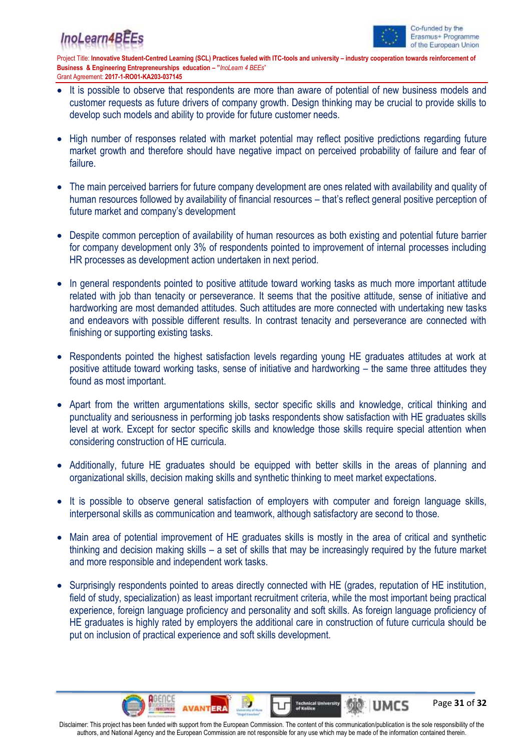- It is possible to observe that respondents are more than aware of potential of new business models and customer requests as future drivers of company growth. Design thinking may be crucial to provide skills to develop such models and ability to provide for future customer needs.

- High number of responses related with market potential may reflect positive predictions regarding future market growth and therefore should have negative impact on perceived probability of failure and fear of failure.

- The main perceived barriers for future company development are ones related with availability and quality of human resources followed by availability of financial resources – that's reflect general positive perception of future market and company's development

- Despite common perception of availability of human resources as both existing and potential future barrier for company development only 3% of respondents pointed to improvement of internal processes including HR processes as development action undertaken in next period.

- In general respondents pointed to positive attitude toward working tasks as much more important attitude related with job than tenacity or perseverance. It seems that the positive attitude, sense of initiative and hardworking are most demanded attitudes. Such attitudes are more connected with undertaking new tasks and endeavors with possible different results. In contrast tenacity and perseverance are connected with finishing or supporting existing tasks.

- Respondents pointed the highest satisfaction levels regarding young HE graduates attitudes at work at positive attitude toward working tasks, sense of initiative and hardworking – the same three attitudes they found as most important.

- Apart from the written argumentations skills, sector specific skills and knowledge, critical thinking and punctuality and seriousness in performing job tasks respondents show satisfaction with HE graduates skills level at work. Except for sector specific skills and knowledge those skills require special attention when considering construction of HE curricula.

- Additionally, future HE graduates should be equipped with better skills in the areas of planning and organizational skills, decision making skills and synthetic thinking to meet market expectations.

- It is possible to observe general satisfaction of employers with computer and foreign language skills, interpersonal skills as communication and teamwork, although satisfactory are second to those.

- Main area of potential improvement of HE graduates skills is mostly in the area of critical and synthetic thinking and decision making skills – a set of skills that may be increasingly required by the future market and more responsible and independent work tasks.

- Surprisingly respondents pointed to areas directly connected with HE (grades, reputation of HE institution, field of study, specialization) as least important recruitment criteria, while the most important being practical experience, foreign language proficiency and personality and soft skills. As foreign language proficiency of HE graduates is highly rated by employers the additional care in construction of future curricula should be put on inclusion of practical experience and soft skills development.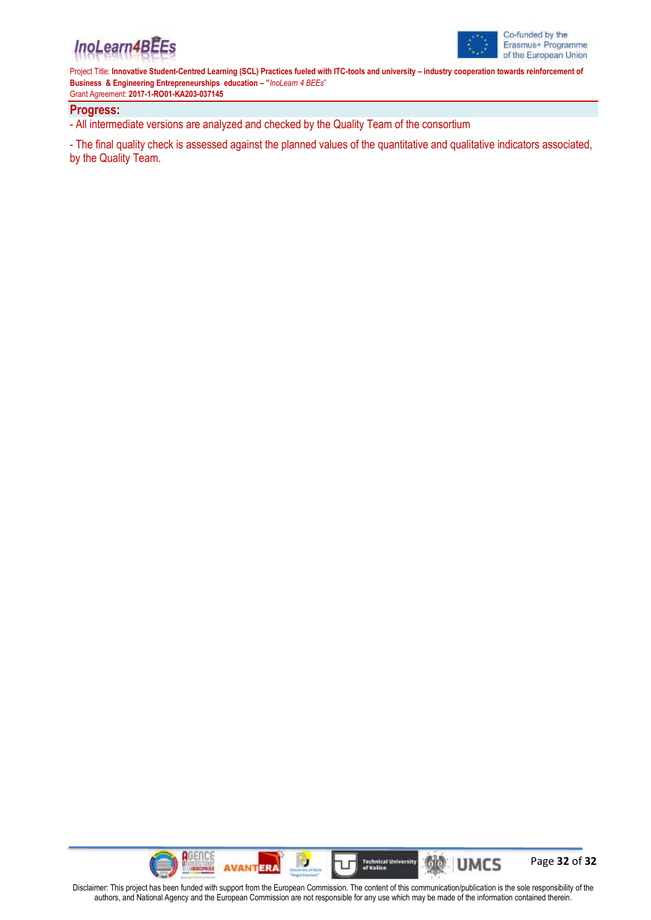**Progress:**

- All intermediate versions are analyzed and checked by the Quality Team of the consortium

- The final quality check is assessed against the planned values of the quantitative and qualitative indicators associated, by the Quality Team.